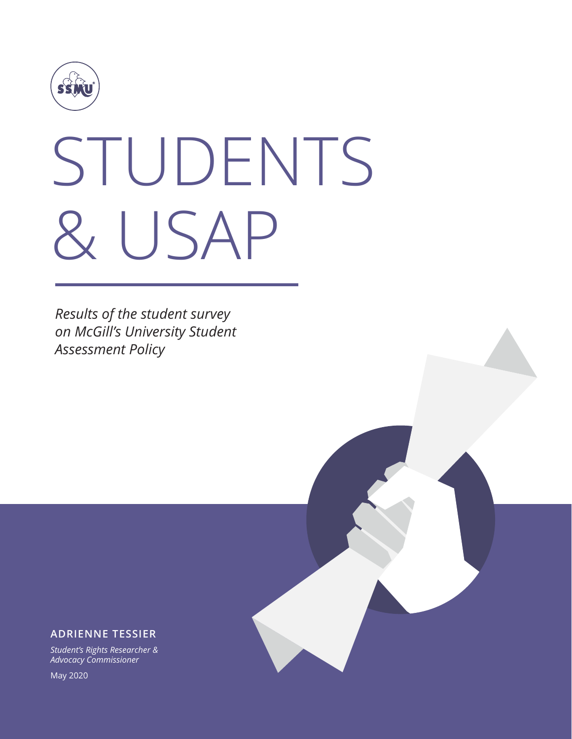# STUDENTS & USAP

*Results of the student survey on McGill's University Student Assessment Policy*

**ADRIENNE TESSIER**

*Student's Rights Researcher & Advocacy Commissioner*

May 2020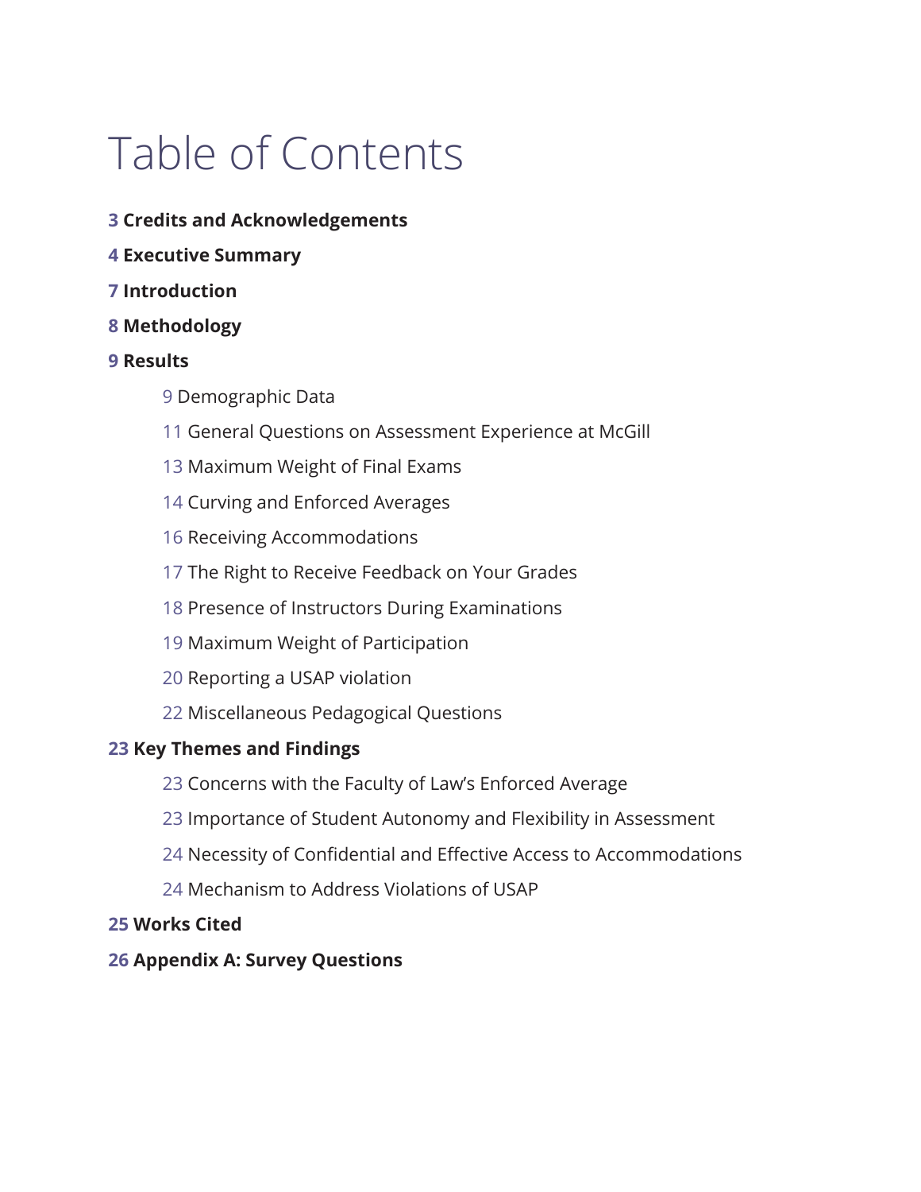# Table of Contents

**3 Credits and Acknowledgements**

**4 Executive Summary**

**7 Introduction**

**8 Methodology**

**9 Results**

- 9 Demographic Data
- 11 General Questions on Assessment Experience at McGill
- 13 Maximum Weight of Final Exams
- 14 Curving and Enforced Averages
- 16 Receiving Accommodations
- 17 The Right to Receive Feedback on Your Grades
- 18 Presence of Instructors During Examinations
- 19 Maximum Weight of Participation
- 20 Reporting a USAP violation
- 22 Miscellaneous Pedagogical Questions

**23 Key Themes and Findings**

- 23 Concerns with the Faculty of Law's Enforced Average
- 23 Importance of Student Autonomy and Flexibility in Assessment
- 24 Necessity of Confidential and Effective Access to Accommodations
- 24 Mechanism to Address Violations of USAP

**25 Works Cited**

**26 Appendix A: Survey Questions**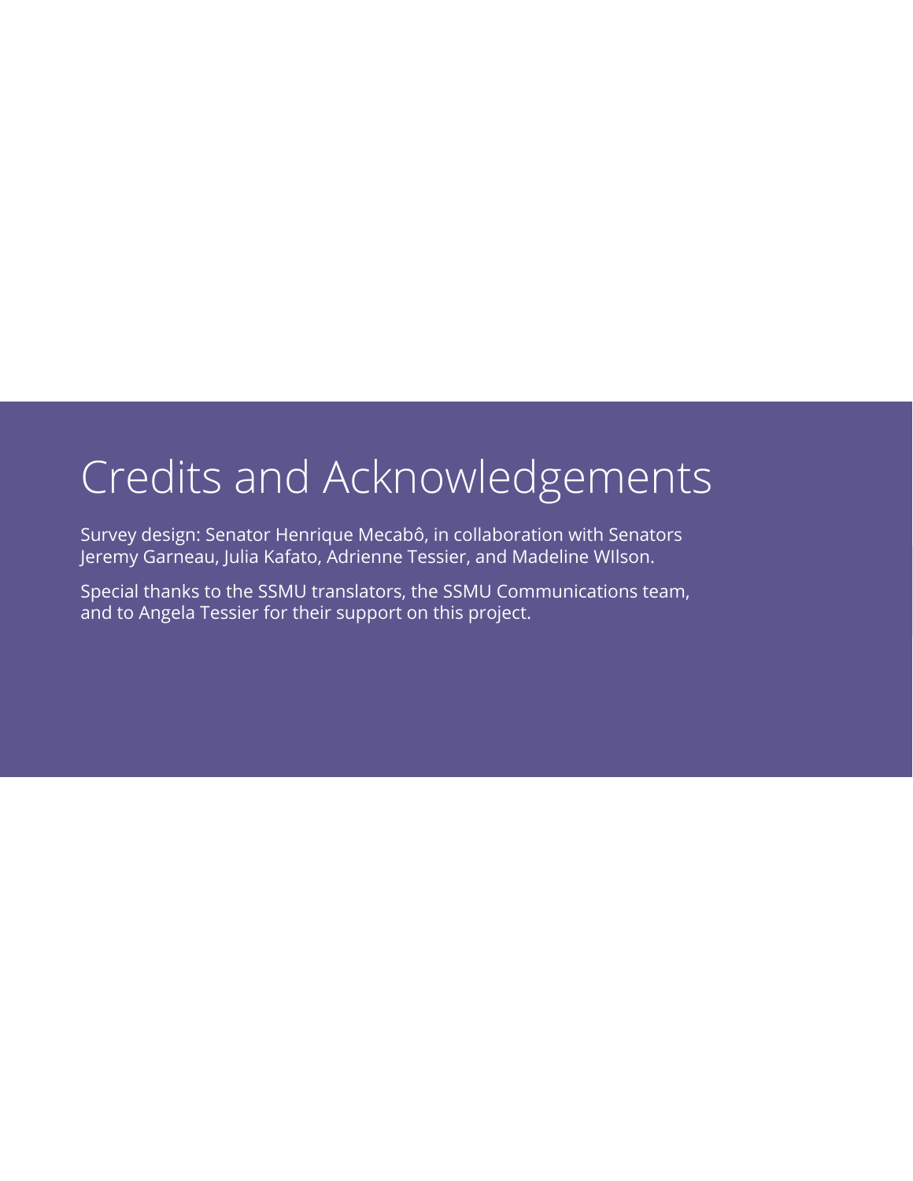# Credits and Acknowledgements

Survey design: Senator Henrique Mecabô, in collaboration with Senators Jeremy Garneau, Julia Kafato, Adrienne Tessier, and Madeline WIlson.

Special thanks to the SSMU translators, the SSMU Communications team, and to Angela Tessier for their support on this project.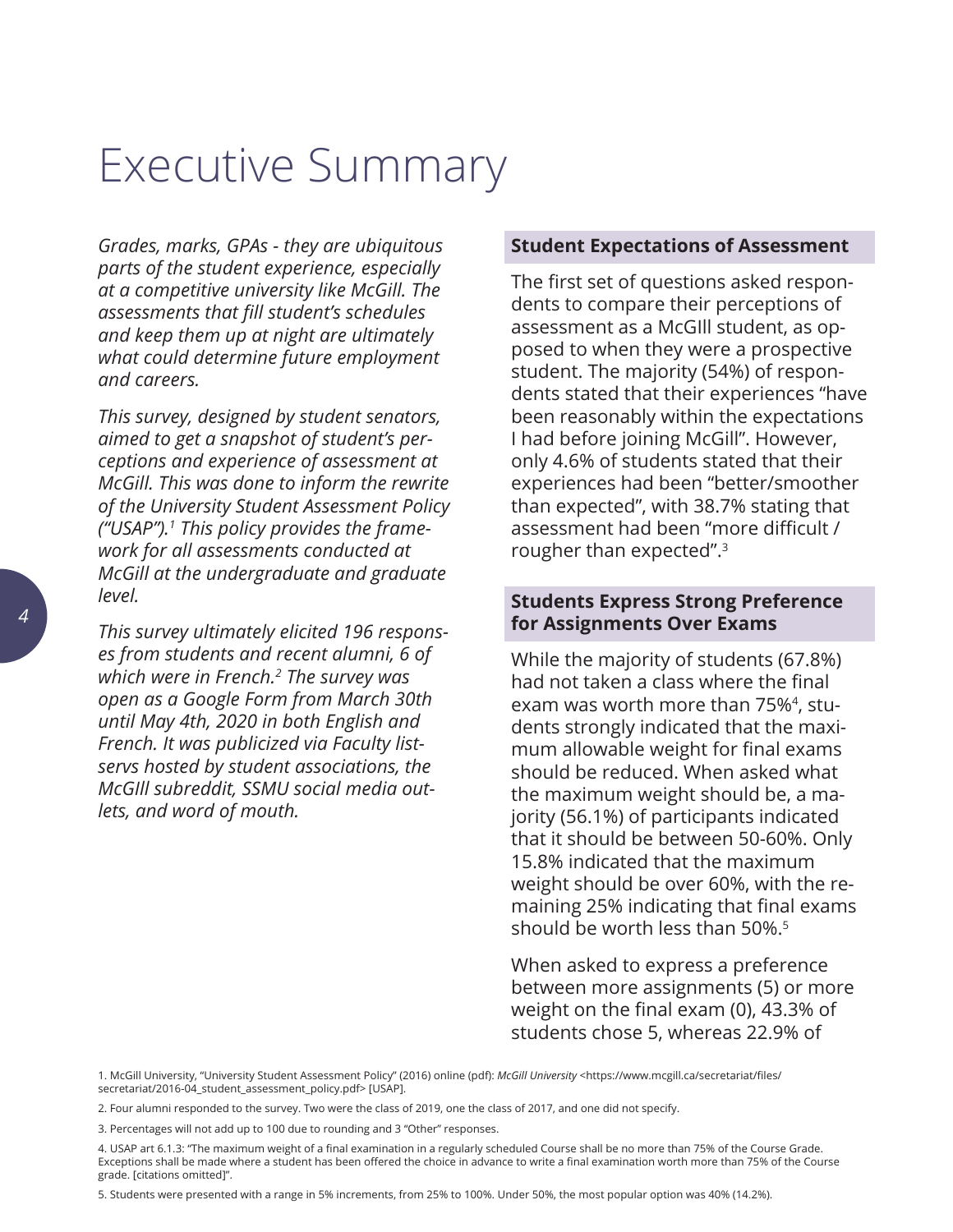# Executive Summary

*Grades, marks, GPAs - they are ubiquitous parts of the student experience, especially at a competitive university like McGill. The assessments that fill student's schedules and keep them up at night are ultimately what could determine future employment and careers.*

*This survey, designed by student senators, aimed to get a snapshot of student's perceptions and experience of assessment at McGill. This was done to inform the rewrite of the University Student Assessment Policy ("USAP").[1] This policy provides the framework for all assessments conducted at McGill at the undergraduate and graduate level.*

*This survey ultimately elicited 196 responses from students and recent alumni, 6 of which were in French.[2] The survey was open as a Google Form from March 30th until May 4th, 2020 in both English and French. It was publicized via Faculty listservs hosted by student associations, the McGIll subreddit, SSMU social media outlets, and word of mouth.*

## Student Expectations of Assessment

The first set of questions asked respondents to compare their perceptions of assessment as a McGIll student, as opposed to when they were a prospective student. The majority (54%) of respondents stated that their experiences "have been reasonably within the expectations I had before joining McGill". However, only 4.6% of students stated that their experiences had been "better/smoother than expected", with 38.7% stating that assessment had been "more difficult / rougher than expected".[3]

## Students Express Strong Preference for Assignments Over Exams

While the majority of students (67.8%) had not taken a class where the final exam was worth more than 75%[4], students strongly indicated that the maximum allowable weight for final exams should be reduced. When asked what the maximum weight should be, a majority (56.1%) of participants indicated that it should be between 50-60%. Only 15.8% indicated that the maximum weight should be over 60%, with the remaining 25% indicating that final exams should be worth less than 50%.[5]

When asked to express a preference between more assignments (5) or more weight on the final exam (0), 43.3% of students chose 5, whereas 22.9% of

1. McGill University, "University Student Assessment Policy" (2016) online (pdf): *McGill University* <https://www.mcgill.ca/secretariat/files/secretariat/2016-04_student_assessment_policy.pdf> [USAP].

2. Four alumni responded to the survey. Two were the class of 2019, one the class of 2017, and one did not specify.

3. Percentages will not add up to 100 due to rounding and 3 "Other" responses.

4. USAP art 6.1.3: "The maximum weight of a final examination in a regularly scheduled Course shall be no more than 75% of the Course Grade. Exceptions shall be made where a student has been offered the choice in advance to write a final examination worth more than 75% of the Course grade. [citations omitted]".

5. Students were presented with a range in 5% increments, from 25% to 100%. Under 50%, the most popular option was 40% (14.2%).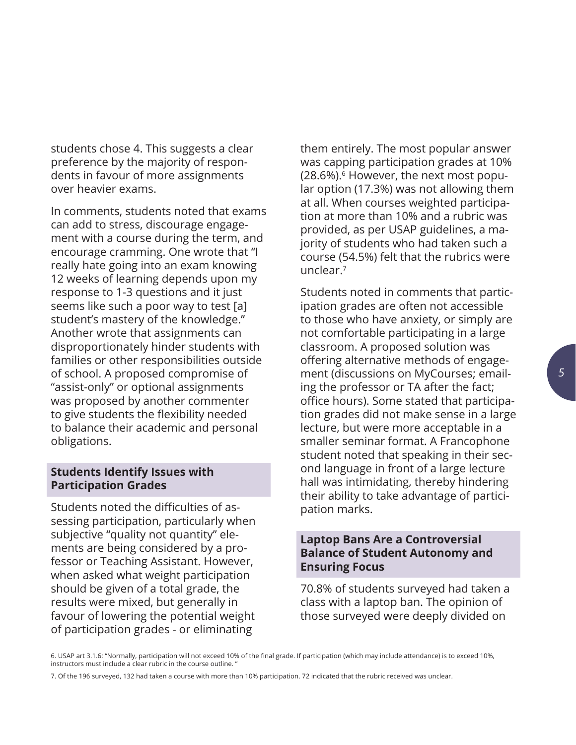students chose 4. This suggests a clear preference by the majority of respondents in favour of more assignments over heavier exams.

In comments, students noted that exams can add to stress, discourage engagement with a course during the term, and encourage cramming. One wrote that "I really hate going into an exam knowing 12 weeks of learning depends upon my response to 1-3 questions and it just seems like such a poor way to test [a] student's mastery of the knowledge." Another wrote that assignments can disproportionately hinder students with families or other responsibilities outside of school. A proposed compromise of "assist-only" or optional assignments was proposed by another commenter to give students the flexibility needed to balance their academic and personal obligations.

### Students Identify Issues with Participation Grades

Students noted the difficulties of assessing participation, particularly when subjective "quality not quantity" elements are being considered by a professor or Teaching Assistant. However, when asked what weight participation should be given of a total grade, the results were mixed, but generally in favour of lowering the potential weight of participation grades - or eliminating them entirely. The most popular answer was capping participation grades at 10% (28.6%).[6] However, the next most popular option (17.3%) was not allowing them at all. When courses weighted participation at more than 10% and a rubric was provided, as per USAP guidelines, a majority of students who had taken such a course (54.5%) felt that the rubrics were unclear.[7]

Students noted in comments that participation grades are often not accessible to those who have anxiety, or simply are not comfortable participating in a large classroom. A proposed solution was offering alternative methods of engagement (discussions on MyCourses; emailing the professor or TA after the fact; office hours). Some stated that participation grades did not make sense in a large lecture, but were more acceptable in a smaller seminar format. A Francophone student noted that speaking in their second language in front of a large lecture hall was intimidating, thereby hindering their ability to take advantage of participation marks.

### Laptop Bans Are a Controversial Balance of Student Autonomy and Ensuring Focus

70.8% of students surveyed had taken a class with a laptop ban. The opinion of those surveyed were deeply divided on

6. USAP art 3.1.6: "Normally, participation will not exceed 10% of the final grade. If participation (which may include attendance) is to exceed 10%, instructors must include a clear rubric in the course outline. "

7. Of the 196 surveyed, 132 had taken a course with more than 10% participation. 72 indicated that the rubric received was unclear.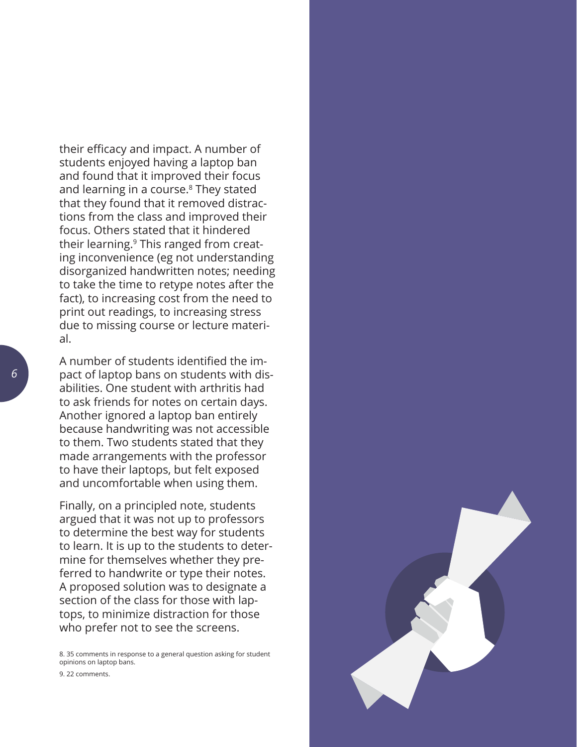their efficacy and impact. A number of students enjoyed having a laptop ban and found that it improved their focus and learning in a course.[8] They stated that they found that it removed distractions from the class and improved their focus. Others stated that it hindered their learning.[9] This ranged from creating inconvenience (eg not understanding disorganized handwritten notes; needing to take the time to retype notes after the fact), to increasing cost from the need to print out readings, to increasing stress due to missing course or lecture material.

A number of students identified the impact of laptop bans on students with disabilities. One student with arthritis had to ask friends for notes on certain days. Another ignored a laptop ban entirely because handwriting was not accessible to them. Two students stated that they made arrangements with the professor to have their laptops, but felt exposed and uncomfortable when using them.

Finally, on a principled note, students argued that it was not up to professors to determine the best way for students to learn. It is up to the students to determine for themselves whether they preferred to handwrite or type their notes. A proposed solution was to designate a section of the class for those with laptops, to minimize distraction for those who prefer not to see the screens.

8. 35 comments in response to a general question asking for student opinions on laptop bans.

9. 22 comments.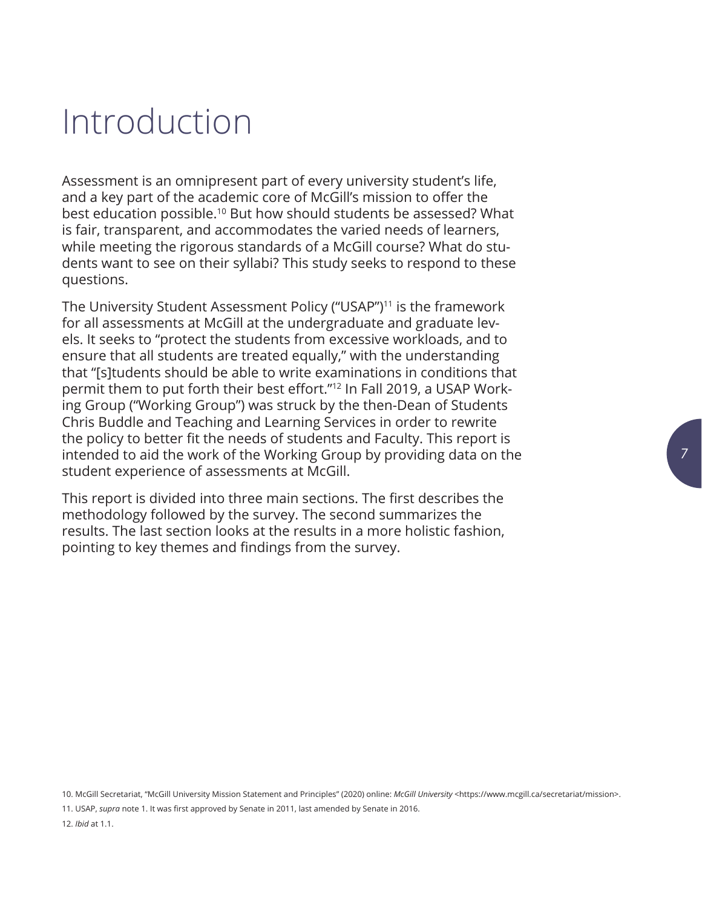# Introduction

Assessment is an omnipresent part of every university student's life, and a key part of the academic core of McGill's mission to offer the best education possible.[10] But how should students be assessed? What is fair, transparent, and accommodates the varied needs of learners, while meeting the rigorous standards of a McGill course? What do students want to see on their syllabi? This study seeks to respond to these questions.

The University Student Assessment Policy ("USAP")[11] is the framework for all assessments at McGill at the undergraduate and graduate levels. It seeks to "protect the students from excessive workloads, and to ensure that all students are treated equally," with the understanding that "[s]tudents should be able to write examinations in conditions that permit them to put forth their best effort."[12] In Fall 2019, a USAP Working Group ("Working Group") was struck by the then-Dean of Students Chris Buddle and Teaching and Learning Services in order to rewrite the policy to better fit the needs of students and Faculty. This report is intended to aid the work of the Working Group by providing data on the student experience of assessments at McGill.

This report is divided into three main sections. The first describes the methodology followed by the survey. The second summarizes the results. The last section looks at the results in a more holistic fashion, pointing to key themes and findings from the survey.

10. McGill Secretariat, "McGill University Mission Statement and Principles" (2020) online: *McGill University* <https://www.mcgill.ca/secretariat/mission>.

11. USAP, *supra* note 1. It was first approved by Senate in 2011, last amended by Senate in 2016.

12. *Ibid* at 1.1.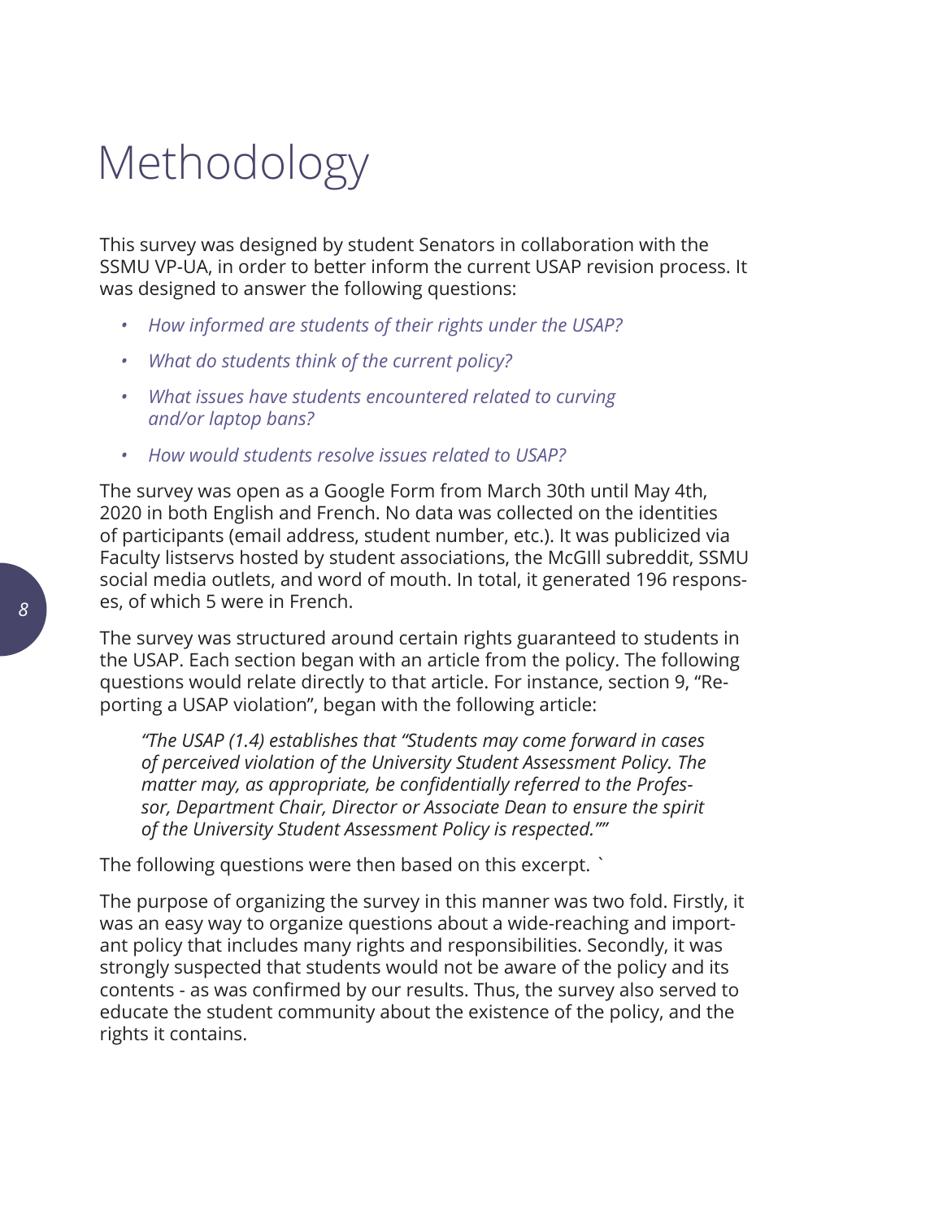# Methodology

This survey was designed by student Senators in collaboration with the SSMU VP-UA, in order to better inform the current USAP revision process. It was designed to answer the following questions:

- *How informed are students of their rights under the USAP?*
- *What do students think of the current policy?*
- *What issues have students encountered related to curving and/or laptop bans?*
- *How would students resolve issues related to USAP?*

The survey was open as a Google Form from March 30th until May 4th, 2020 in both English and French. No data was collected on the identities of participants (email address, student number, etc.). It was publicized via Faculty listservs hosted by student associations, the McGIll subreddit, SSMU social media outlets, and word of mouth. In total, it generated 196 responses, of which 5 were in French.

The survey was structured around certain rights guaranteed to students in the USAP. Each section began with an article from the policy. The following questions would relate directly to that article. For instance, section 9, "Reporting a USAP violation", began with the following article:

> *"The USAP (1.4) establishes that "Students may come forward in cases of perceived violation of the University Student Assessment Policy. The matter may, as appropriate, be confidentially referred to the Professor, Department Chair, Director or Associate Dean to ensure the spirit of the University Student Assessment Policy is respected.""*

The following questions were then based on this excerpt. `

The purpose of organizing the survey in this manner was two fold. Firstly, it was an easy way to organize questions about a wide-reaching and important policy that includes many rights and responsibilities. Secondly, it was strongly suspected that students would not be aware of the policy and its contents - as was confirmed by our results. Thus, the survey also served to educate the student community about the existence of the policy, and the rights it contains.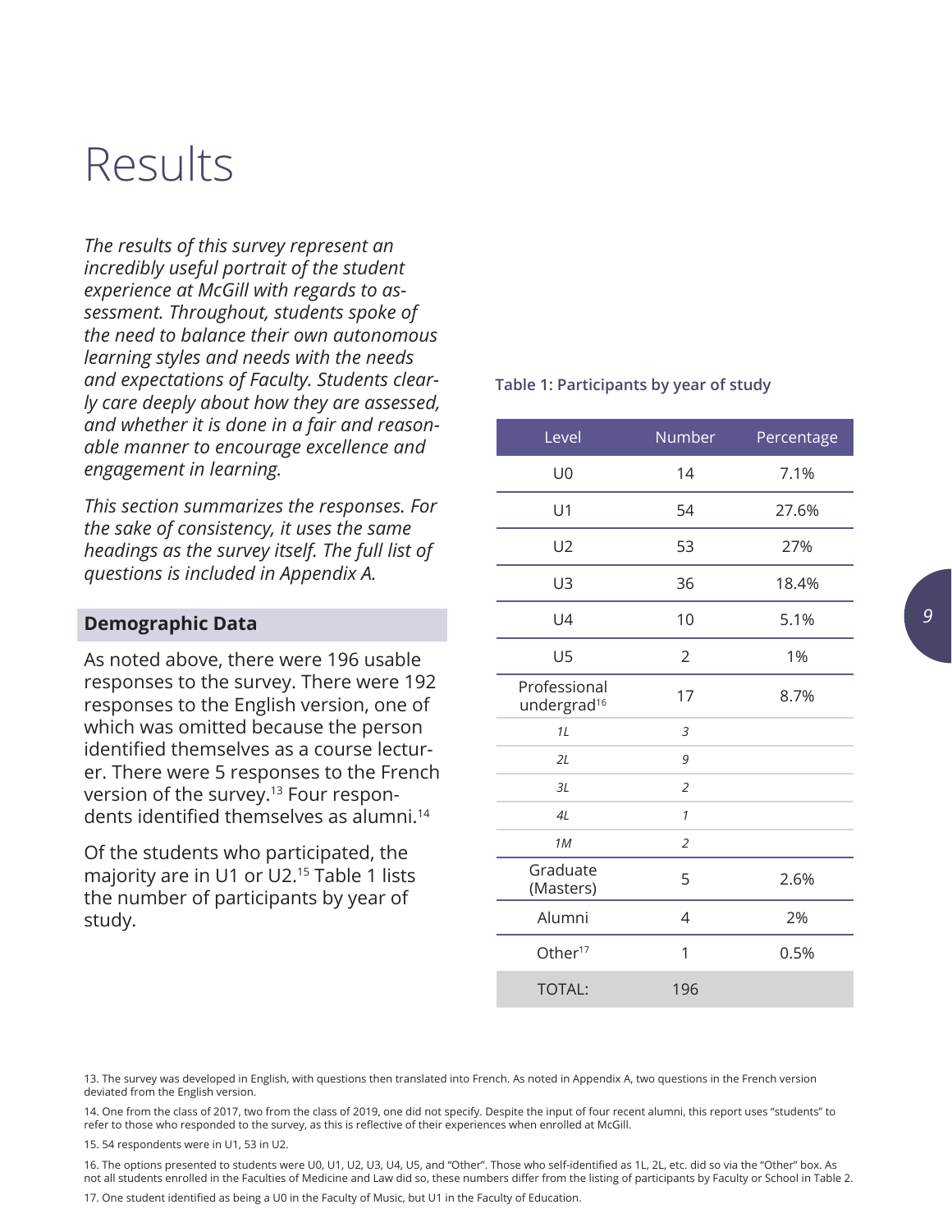# Results

*The results of this survey represent an incredibly useful portrait of the student experience at McGill with regards to assessment. Throughout, students spoke of the need to balance their own autonomous learning styles and needs with the needs and expectations of Faculty. Students clearly care deeply about how they are assessed, and whether it is done in a fair and reasonable manner to encourage excellence and engagement in learning.*

*This section summarizes the responses. For the sake of consistency, it uses the same headings as the survey itself. The full list of questions is included in Appendix A.*

## Demographic Data

As noted above, there were 196 usable responses to the survey. There were 192 responses to the English version, one of which was omitted because the person identified themselves as a course lecturer. There were 5 responses to the French version of the survey.[13] Four respondents identified themselves as alumni.[14]

Of the students who participated, the majority are in U1 or U2.[15] Table 1 lists the number of participants by year of study.

**Table 1: Participants by year of study**

| Level | Number | Percentage |
|---|---|---|
| U0 | 14 | 7.1% |
| U1 | 54 | 27.6% |
| U2 | 53 | 27% |
| U3 | 36 | 18.4% |
| U4 | 10 | 5.1% |
| U5 | 2 | 1% |
| Professional undergrad[16] | 17 | 8.7% |
| *1L* | *3* | |
| *2L* | *9* | |
| *3L* | *2* | |
| *4L* | *1* | |
| *1M* | *2* | |
| Graduate (Masters) | 5 | 2.6% |
| Alumni | 4 | 2% |
| Other[17] | 1 | 0.5% |
| TOTAL: | 196 | |

13. The survey was developed in English, with questions then translated into French. As noted in Appendix A, two questions in the French version deviated from the English version.

14. One from the class of 2017, two from the class of 2019, one did not specify. Despite the input of four recent alumni, this report uses "students" to refer to those who responded to the survey, as this is reflective of their experiences when enrolled at McGill.

15. 54 respondents were in U1, 53 in U2.

16. The options presented to students were U0, U1, U2, U3, U4, U5, and "Other". Those who self-identified as 1L, 2L, etc. did so via the "Other" box. As not all students enrolled in the Faculties of Medicine and Law did so, these numbers differ from the listing of participants by Faculty or School in Table 2.

17. One student identified as being a U0 in the Faculty of Music, but U1 in the Faculty of Education.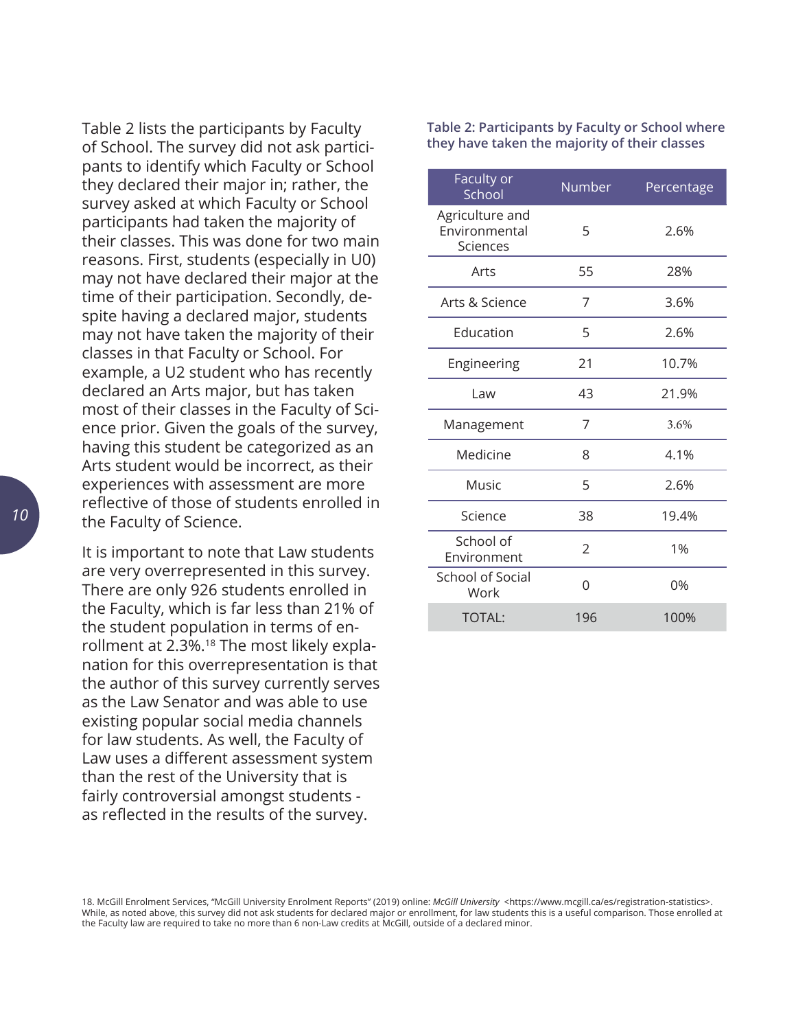Table 2 lists the participants by Faculty of School. The survey did not ask participants to identify which Faculty or School they declared their major in; rather, the survey asked at which Faculty or School participants had taken the majority of their classes. This was done for two main reasons. First, students (especially in U0) may not have declared their major at the time of their participation. Secondly, despite having a declared major, students may not have taken the majority of their classes in that Faculty or School. For example, a U2 student who has recently declared an Arts major, but has taken most of their classes in the Faculty of Science prior. Given the goals of the survey, having this student be categorized as an Arts student would be incorrect, as their experiences with assessment are more reflective of those of students enrolled in the Faculty of Science.

It is important to note that Law students are very overrepresented in this survey. There are only 926 students enrolled in the Faculty, which is far less than 21% of the student population in terms of enrollment at 2.3%.[18] The most likely explanation for this overrepresentation is that the author of this survey currently serves as the Law Senator and was able to use existing popular social media channels for law students. As well, the Faculty of Law uses a different assessment system than the rest of the University that is fairly controversial amongst students - as reflected in the results of the survey.

**Table 2: Participants by Faculty or School where they have taken the majority of their classes**

| Faculty or School | Number | Percentage |
|---|---|---|
| Agriculture and Environmental Sciences | 5 | 2.6% |
| Arts | 55 | 28% |
| Arts & Science | 7 | 3.6% |
| Education | 5 | 2.6% |
| Engineering | 21 | 10.7% |
| Law | 43 | 21.9% |
| Management | 7 | 3.6% |
| Medicine | 8 | 4.1% |
| Music | 5 | 2.6% |
| Science | 38 | 19.4% |
| School of Environment | 2 | 1% |
| School of Social Work | 0 | 0% |
| TOTAL: | 196 | 100% |

18. McGill Enrolment Services, "McGill University Enrolment Reports" (2019) online: *McGill University* <https://www.mcgill.ca/es/registration-statistics>. While, as noted above, this survey did not ask students for declared major or enrollment, for law students this is a useful comparison. Those enrolled at the Faculty law are required to take no more than 6 non-Law credits at McGill, outside of a declared minor.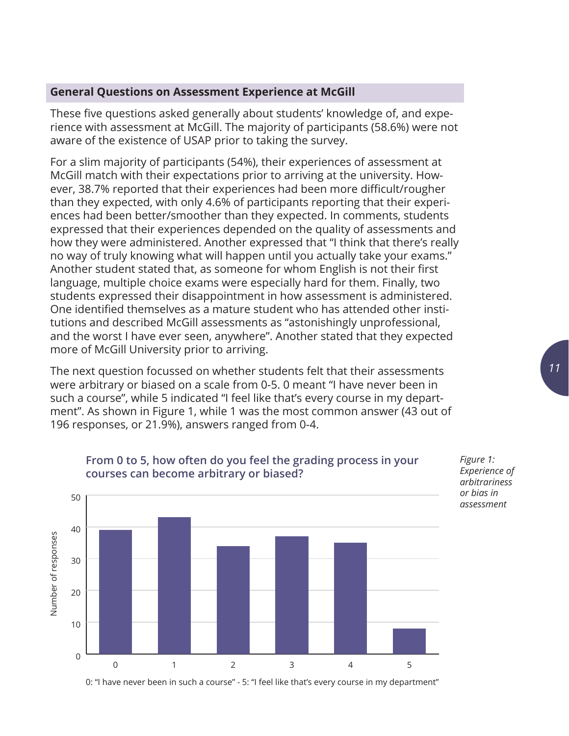## General Questions on Assessment Experience at McGill

These five questions asked generally about students' knowledge of, and experience with assessment at McGill. The majority of participants (58.6%) were not aware of the existence of USAP prior to taking the survey.

For a slim majority of participants (54%), their experiences of assessment at McGill match with their expectations prior to arriving at the university. However, 38.7% reported that their experiences had been more difficult/rougher than they expected, with only 4.6% of participants reporting that their experiences had been better/smoother than they expected. In comments, students expressed that their experiences depended on the quality of assessments and how they were administered. Another expressed that "I think that there's really no way of truly knowing what will happen until you actually take your exams." Another student stated that, as someone for whom English is not their first language, multiple choice exams were especially hard for them. Finally, two students expressed their disappointment in how assessment is administered. One identified themselves as a mature student who has attended other institutions and described McGill assessments as "astonishingly unprofessional, and the worst I have ever seen, anywhere". Another stated that they expected more of McGill University prior to arriving.

The next question focussed on whether students felt that their assessments were arbitrary or biased on a scale from 0-5. 0 meant "I have never been in such a course", while 5 indicated "I feel like that's every course in my department". As shown in Figure 1, while 1 was the most common answer (43 out of 196 responses, or 21.9%), answers ranged from 0-4.

**From 0 to 5, how often do you feel the grading process in your courses can become arbitrary or biased?**

0: "I have never been in such a course" - 5: "I feel like that's every course in my department"

*Figure 1: Experience of arbitrariness or bias in assessment*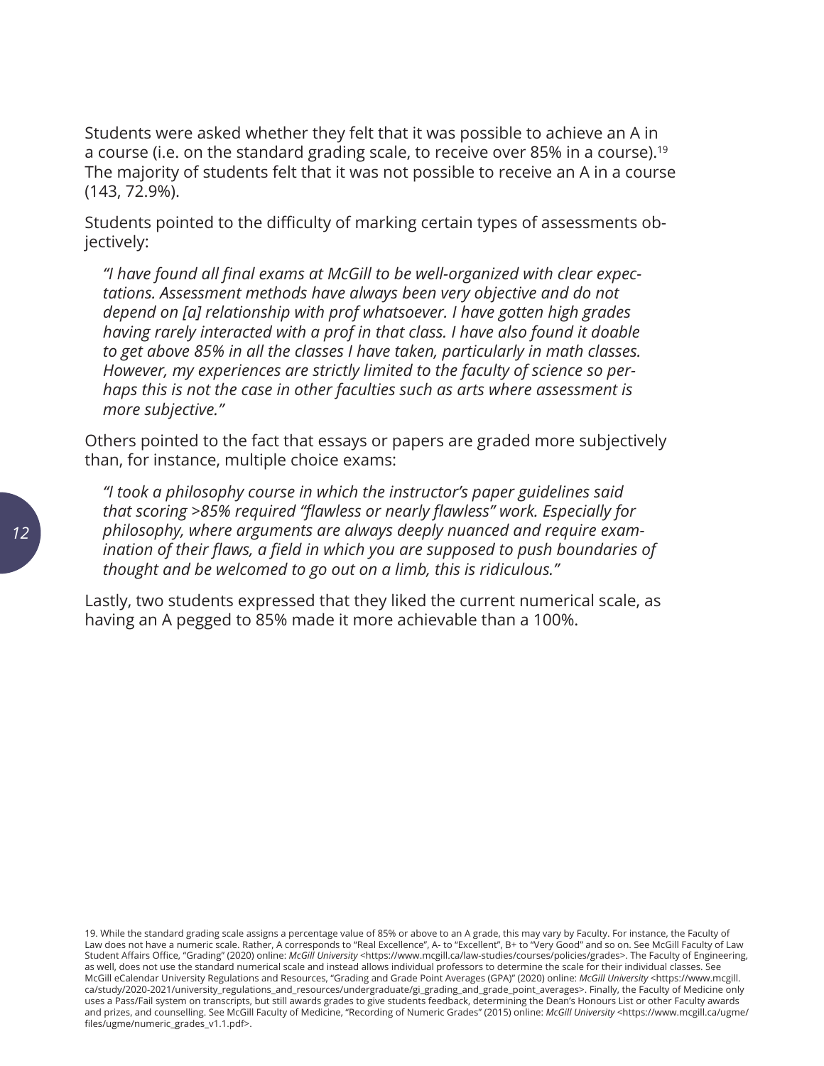Students were asked whether they felt that it was possible to achieve an A in a course (i.e. on the standard grading scale, to receive over 85% in a course).[19] The majority of students felt that it was not possible to receive an A in a course (143, 72.9%).

Students pointed to the difficulty of marking certain types of assessments objectively:

> *"I have found all final exams at McGill to be well-organized with clear expectations. Assessment methods have always been very objective and do not depend on [a] relationship with prof whatsoever. I have gotten high grades having rarely interacted with a prof in that class. I have also found it doable to get above 85% in all the classes I have taken, particularly in math classes. However, my experiences are strictly limited to the faculty of science so perhaps this is not the case in other faculties such as arts where assessment is more subjective."*

Others pointed to the fact that essays or papers are graded more subjectively than, for instance, multiple choice exams:

> *"I took a philosophy course in which the instructor's paper guidelines said that scoring >85% required "flawless or nearly flawless" work. Especially for philosophy, where arguments are always deeply nuanced and require examination of their flaws, a field in which you are supposed to push boundaries of thought and be welcomed to go out on a limb, this is ridiculous."*

Lastly, two students expressed that they liked the current numerical scale, as having an A pegged to 85% made it more achievable than a 100%.

19. While the standard grading scale assigns a percentage value of 85% or above to an A grade, this may vary by Faculty. For instance, the Faculty of Law does not have a numeric scale. Rather, A corresponds to "Real Excellence", A- to "Excellent", B+ to "Very Good" and so on. See McGill Faculty of Law Student Affairs Office, "Grading" (2020) online: *McGill University* <https://www.mcgill.ca/law-studies/courses/policies/grades>. The Faculty of Engineering, as well, does not use the standard numerical scale and instead allows individual professors to determine the scale for their individual classes. See McGill eCalendar University Regulations and Resources, "Grading and Grade Point Averages (GPA)" (2020) online: *McGill University* <https://www.mcgill.ca/study/2020-2021/university_regulations_and_resources/undergraduate/gi_grading_and_grade_point_averages>. Finally, the Faculty of Medicine only uses a Pass/Fail system on transcripts, but still awards grades to give students feedback, determining the Dean's Honours List or other Faculty awards and prizes, and counselling. See McGill Faculty of Medicine, "Recording of Numeric Grades" (2015) online: *McGill University* <https://www.mcgill.ca/ugme/files/ugme/numeric_grades_v1.1.pdf>.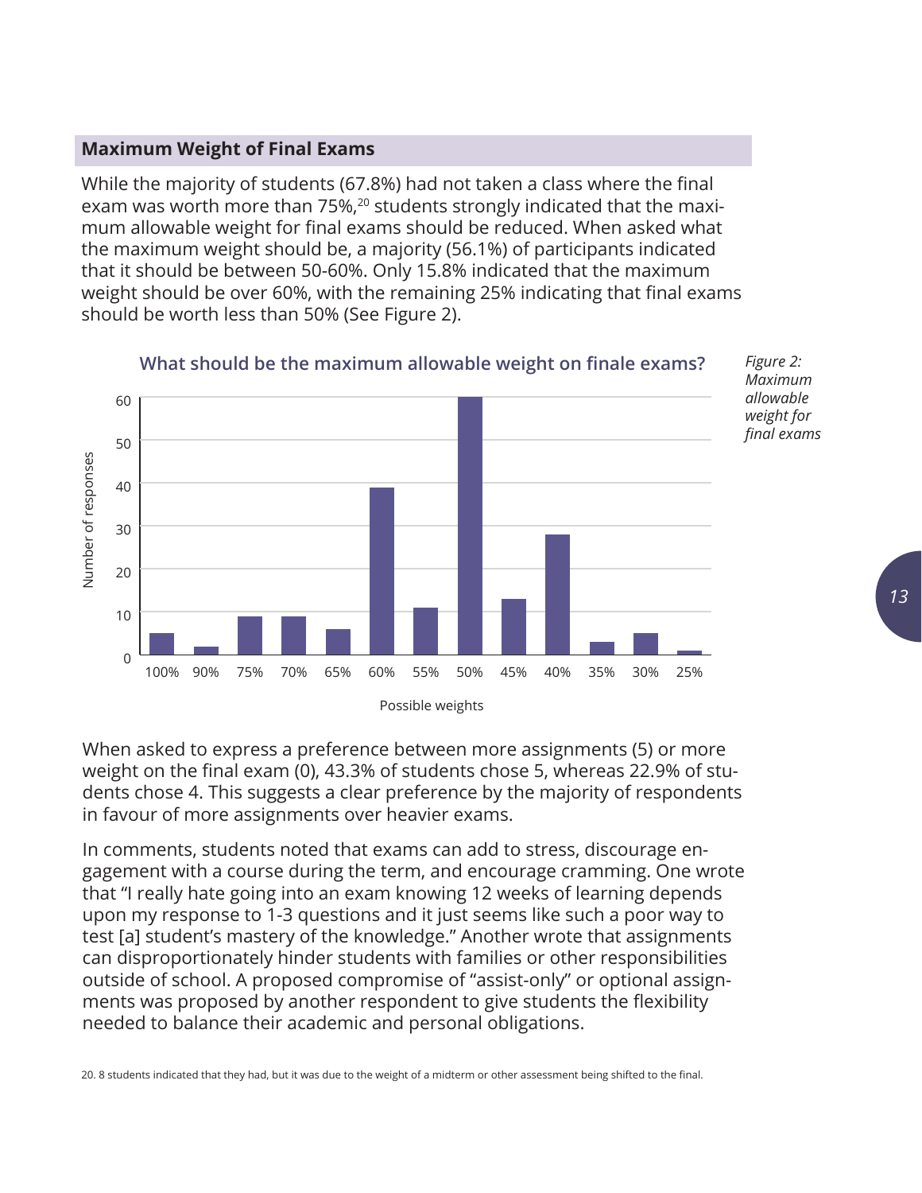## Maximum Weight of Final Exams

While the majority of students (67.8%) had not taken a class where the final exam was worth more than 75%,[20] students strongly indicated that the maximum allowable weight for final exams should be reduced. When asked what the maximum weight should be, a majority (56.1%) of participants indicated that it should be between 50-60%. Only 15.8% indicated that the maximum weight should be over 60%, with the remaining 25% indicating that final exams should be worth less than 50% (See Figure 2).

**What should be the maximum allowable weight on finale exams?**

| Possible weights | Number of responses |
|---|---|
| 100% | 5 |
| 90% | 2 |
| 75% | 9 |
| 70% | 9 |
| 65% | 6 |
| 60% | 39 |
| 55% | 11 |
| 50% | 60 |
| 45% | 13 |
| 40% | 28 |
| 35% | 3 |
| 30% | 5 |
| 25% | 1 |

*Figure 2: Maximum allowable weight for final exams*

When asked to express a preference between more assignments (5) or more weight on the final exam (0), 43.3% of students chose 5, whereas 22.9% of students chose 4. This suggests a clear preference by the majority of respondents in favour of more assignments over heavier exams.

In comments, students noted that exams can add to stress, discourage engagement with a course during the term, and encourage cramming. One wrote that "I really hate going into an exam knowing 12 weeks of learning depends upon my response to 1-3 questions and it just seems like such a poor way to test [a] student's mastery of the knowledge." Another wrote that assignments can disproportionately hinder students with families or other responsibilities outside of school. A proposed compromise of "assist-only" or optional assignments was proposed by another respondent to give students the flexibility needed to balance their academic and personal obligations.

20. 8 students indicated that they had, but it was due to the weight of a midterm or other assessment being shifted to the final.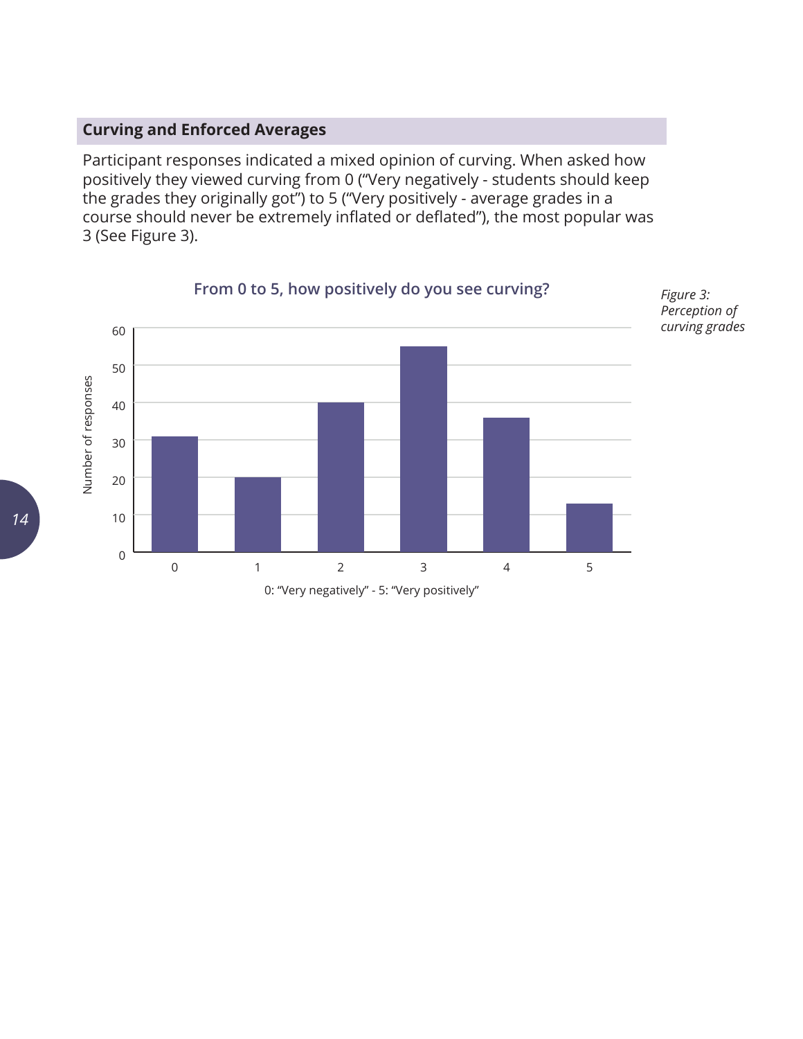## Curving and Enforced Averages

Participant responses indicated a mixed opinion of curving. When asked how positively they viewed curving from 0 ("Very negatively - students should keep the grades they originally got") to 5 ("Very positively - average grades in a course should never be extremely inflated or deflated"), the most popular was 3 (See Figure 3).

*Figure 3: Perception of curving grades*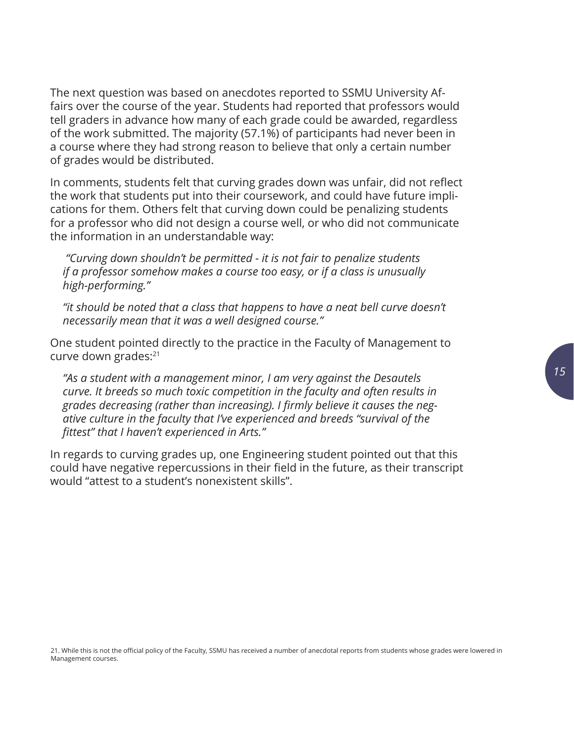The next question was based on anecdotes reported to SSMU University Affairs over the course of the year. Students had reported that professors would tell graders in advance how many of each grade could be awarded, regardless of the work submitted. The majority (57.1%) of participants had never been in a course where they had strong reason to believe that only a certain number of grades would be distributed.

In comments, students felt that curving grades down was unfair, did not reflect the work that students put into their coursework, and could have future implications for them. Others felt that curving down could be penalizing students for a professor who did not design a course well, or who did not communicate the information in an understandable way:

> *"Curving down shouldn't be permitted - it is not fair to penalize students if a professor somehow makes a course too easy, or if a class is unusually high-performing."*

> *"it should be noted that a class that happens to have a neat bell curve doesn't necessarily mean that it was a well designed course."*

One student pointed directly to the practice in the Faculty of Management to curve down grades:[21]

> *"As a student with a management minor, I am very against the Desautels curve. It breeds so much toxic competition in the faculty and often results in grades decreasing (rather than increasing). I firmly believe it causes the negative culture in the faculty that I've experienced and breeds "survival of the fittest" that I haven't experienced in Arts."*

In regards to curving grades up, one Engineering student pointed out that this could have negative repercussions in their field in the future, as their transcript would "attest to a student's nonexistent skills".

21. While this is not the official policy of the Faculty, SSMU has received a number of anecdotal reports from students whose grades were lowered in Management courses.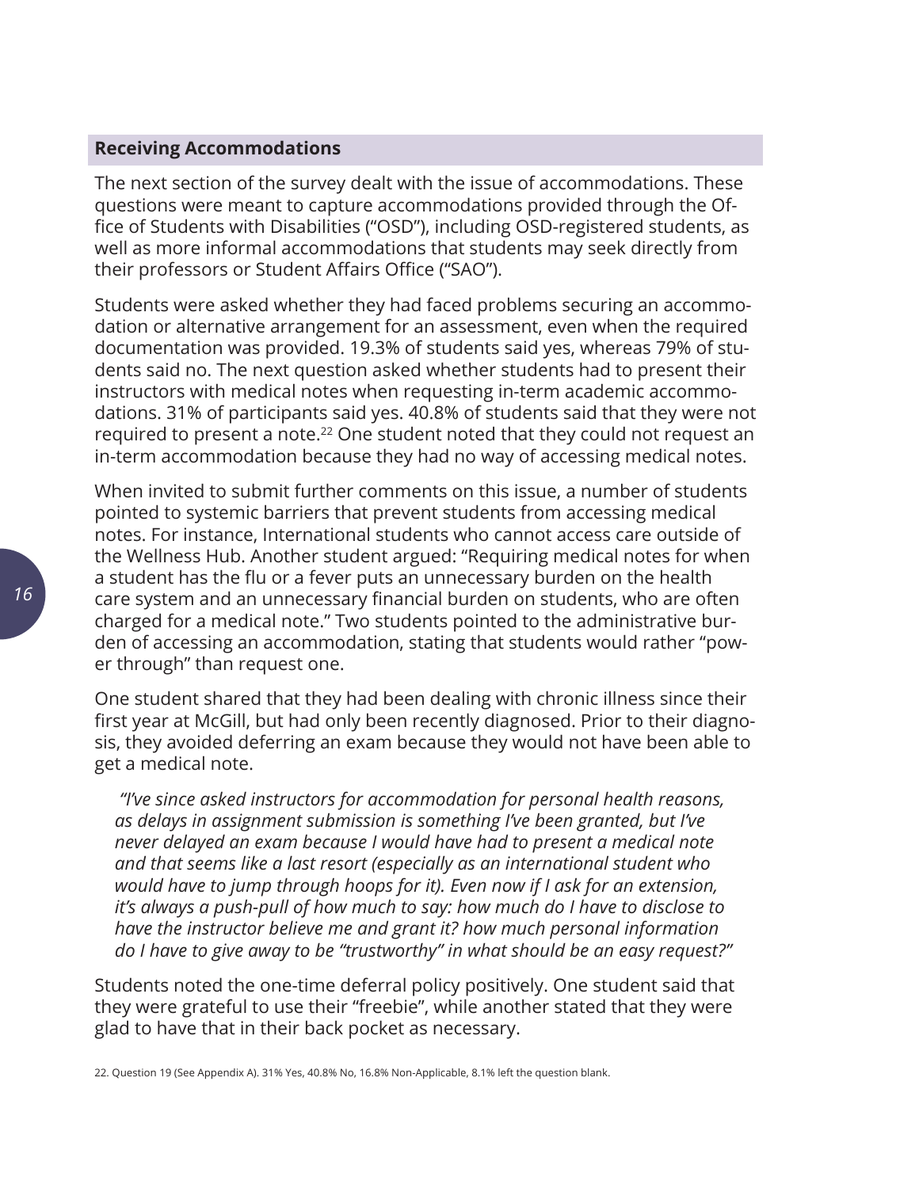## Receiving Accommodations

The next section of the survey dealt with the issue of accommodations. These questions were meant to capture accommodations provided through the Office of Students with Disabilities ("OSD"), including OSD-registered students, as well as more informal accommodations that students may seek directly from their professors or Student Affairs Office ("SAO").

Students were asked whether they had faced problems securing an accommodation or alternative arrangement for an assessment, even when the required documentation was provided. 19.3% of students said yes, whereas 79% of students said no. The next question asked whether students had to present their instructors with medical notes when requesting in-term academic accommodations. 31% of participants said yes. 40.8% of students said that they were not required to present a note.[22] One student noted that they could not request an in-term accommodation because they had no way of accessing medical notes.

When invited to submit further comments on this issue, a number of students pointed to systemic barriers that prevent students from accessing medical notes. For instance, International students who cannot access care outside of the Wellness Hub. Another student argued: "Requiring medical notes for when a student has the flu or a fever puts an unnecessary burden on the health care system and an unnecessary financial burden on students, who are often charged for a medical note." Two students pointed to the administrative burden of accessing an accommodation, stating that students would rather "power through" than request one.

One student shared that they had been dealing with chronic illness since their first year at McGill, but had only been recently diagnosed. Prior to their diagnosis, they avoided deferring an exam because they would not have been able to get a medical note.

> *"I've since asked instructors for accommodation for personal health reasons, as delays in assignment submission is something I've been granted, but I've never delayed an exam because I would have had to present a medical note and that seems like a last resort (especially as an international student who would have to jump through hoops for it). Even now if I ask for an extension, it's always a push-pull of how much to say: how much do I have to disclose to have the instructor believe me and grant it? how much personal information do I have to give away to be "trustworthy" in what should be an easy request?"*

Students noted the one-time deferral policy positively. One student said that they were grateful to use their "freebie", while another stated that they were glad to have that in their back pocket as necessary.

22. Question 19 (See Appendix A). 31% Yes, 40.8% No, 16.8% Non-Applicable, 8.1% left the question blank.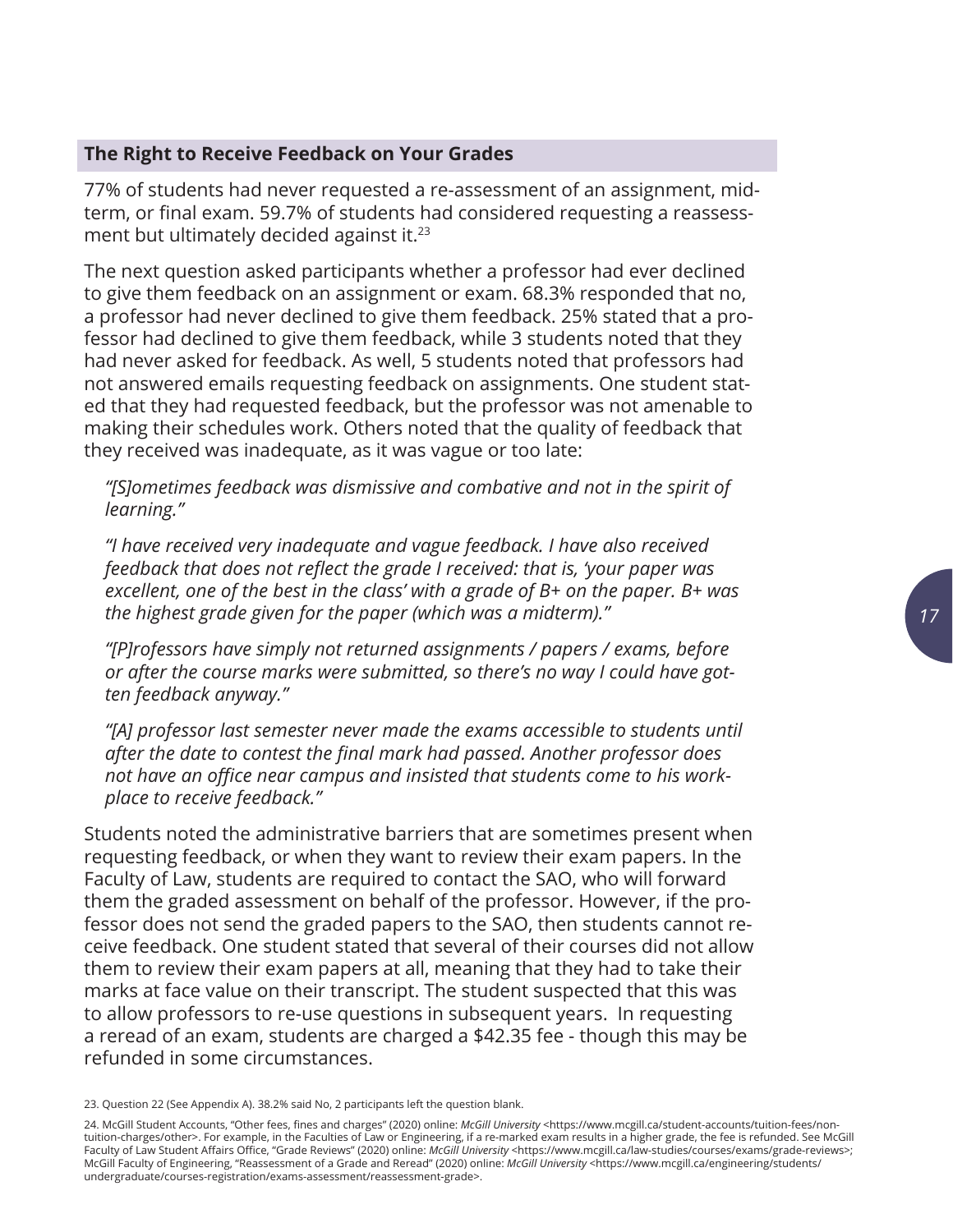## The Right to Receive Feedback on Your Grades

77% of students had never requested a re-assessment of an assignment, midterm, or final exam. 59.7% of students had considered requesting a reassessment but ultimately decided against it.[23]

The next question asked participants whether a professor had ever declined to give them feedback on an assignment or exam. 68.3% responded that no, a professor had never declined to give them feedback. 25% stated that a professor had declined to give them feedback, while 3 students noted that they had never asked for feedback. As well, 5 students noted that professors had not answered emails requesting feedback on assignments. One student stated that they had requested feedback, but the professor was not amenable to making their schedules work. Others noted that the quality of feedback that they received was inadequate, as it was vague or too late:

> *"[S]ometimes feedback was dismissive and combative and not in the spirit of learning."*

> *"I have received very inadequate and vague feedback. I have also received feedback that does not reflect the grade I received: that is, 'your paper was excellent, one of the best in the class' with a grade of B+ on the paper. B+ was the highest grade given for the paper (which was a midterm)."*

> *"[P]rofessors have simply not returned assignments / papers / exams, before or after the course marks were submitted, so there's no way I could have gotten feedback anyway."*

> *"[A] professor last semester never made the exams accessible to students until after the date to contest the final mark had passed. Another professor does not have an office near campus and insisted that students come to his workplace to receive feedback."*

Students noted the administrative barriers that are sometimes present when requesting feedback, or when they want to review their exam papers. In the Faculty of Law, students are required to contact the SAO, who will forward them the graded assessment on behalf of the professor. However, if the professor does not send the graded papers to the SAO, then students cannot receive feedback. One student stated that several of their courses did not allow them to review their exam papers at all, meaning that they had to take their marks at face value on their transcript. The student suspected that this was to allow professors to re-use questions in subsequent years. In requesting a reread of an exam, students are charged a $42.35 fee - though this may be refunded in some circumstances.

23. Question 22 (See Appendix A). 38.2% said No, 2 participants left the question blank.

24. McGill Student Accounts, "Other fees, fines and charges" (2020) online: *McGill University* <https://www.mcgill.ca/student-accounts/tuition-fees/non-tuition-charges/other>. For example, in the Faculties of Law or Engineering, if a re-marked exam results in a higher grade, the fee is refunded. See McGill Faculty of Law Student Affairs Office, "Grade Reviews" (2020) online: *McGill University* <https://www.mcgill.ca/law-studies/courses/exams/grade-reviews>; McGill Faculty of Engineering, "Reassessment of a Grade and Reread" (2020) online: *McGill University* <https://www.mcgill.ca/engineering/students/undergraduate/courses-registration/exams-assessment/reassessment-grade>.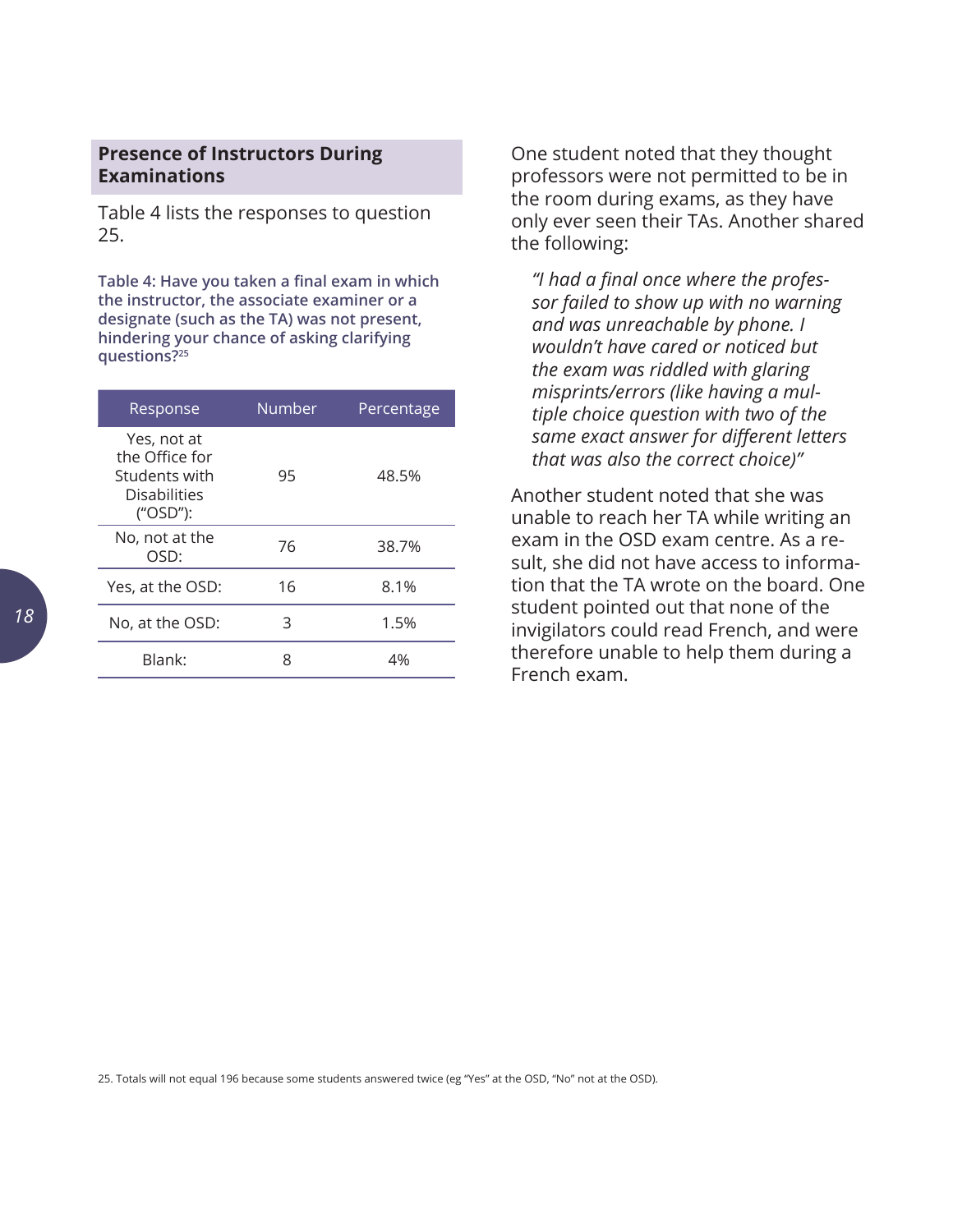## Presence of Instructors During Examinations

Table 4 lists the responses to question 25.

**Table 4: Have you taken a final exam in which the instructor, the associate examiner or a designate (such as the TA) was not present, hindering your chance of asking clarifying questions?**[25]

| Response | Number | Percentage |
|---|---|---|
| Yes, not at the Office for Students with Disabilities ("OSD"): | 95 | 48.5% |
| No, not at the OSD: | 76 | 38.7% |
| Yes, at the OSD: | 16 | 8.1% |
| No, at the OSD: | 3 | 1.5% |
| Blank: | 8 | 4% |

One student noted that they thought professors were not permitted to be in the room during exams, as they have only ever seen their TAs. Another shared the following:

> *"I had a final once where the professor failed to show up with no warning and was unreachable by phone. I wouldn't have cared or noticed but the exam was riddled with glaring misprints/errors (like having a multiple choice question with two of the same exact answer for different letters that was also the correct choice)"*

Another student noted that she was unable to reach her TA while writing an exam in the OSD exam centre. As a result, she did not have access to information that the TA wrote on the board. One student pointed out that none of the invigilators could read French, and were therefore unable to help them during a French exam.

25. Totals will not equal 196 because some students answered twice (eg "Yes" at the OSD, "No" not at the OSD).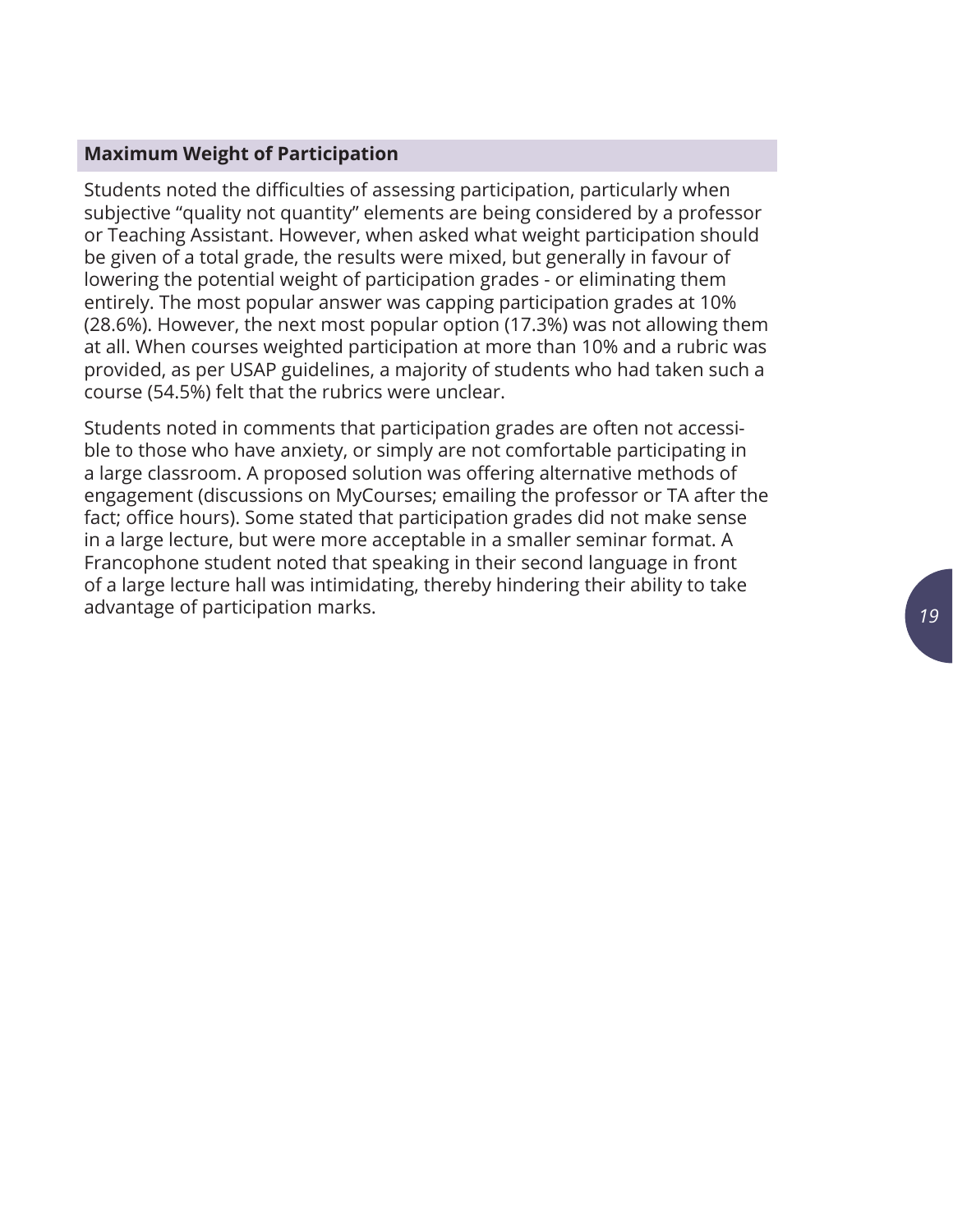### Maximum Weight of Participation

Students noted the difficulties of assessing participation, particularly when subjective "quality not quantity" elements are being considered by a professor or Teaching Assistant. However, when asked what weight participation should be given of a total grade, the results were mixed, but generally in favour of lowering the potential weight of participation grades - or eliminating them entirely. The most popular answer was capping participation grades at 10% (28.6%). However, the next most popular option (17.3%) was not allowing them at all. When courses weighted participation at more than 10% and a rubric was provided, as per USAP guidelines, a majority of students who had taken such a course (54.5%) felt that the rubrics were unclear.

Students noted in comments that participation grades are often not accessible to those who have anxiety, or simply are not comfortable participating in a large classroom. A proposed solution was offering alternative methods of engagement (discussions on MyCourses; emailing the professor or TA after the fact; office hours). Some stated that participation grades did not make sense in a large lecture, but were more acceptable in a smaller seminar format. A Francophone student noted that speaking in their second language in front of a large lecture hall was intimidating, thereby hindering their ability to take advantage of participation marks.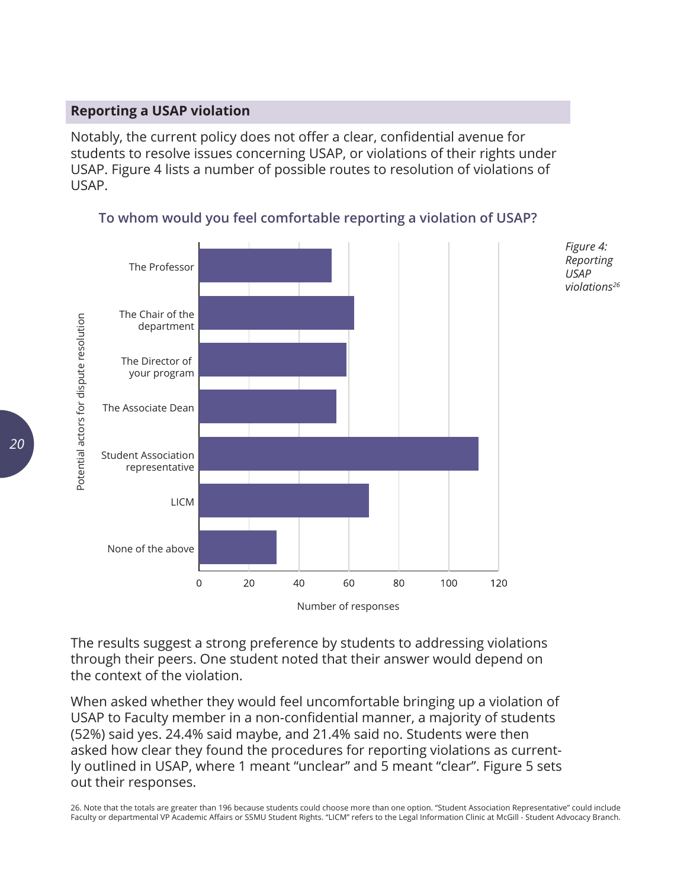## Reporting a USAP violation

Notably, the current policy does not offer a clear, confidential avenue for students to resolve issues concerning USAP, or violations of their rights under USAP. Figure 4 lists a number of possible routes to resolution of violations of USAP.

**To whom would you feel comfortable reporting a violation of USAP?**

*Figure 4: Reporting USAP violations*[26]

The results suggest a strong preference by students to addressing violations through their peers. One student noted that their answer would depend on the context of the violation.

When asked whether they would feel uncomfortable bringing up a violation of USAP to Faculty member in a non-confidential manner, a majority of students (52%) said yes. 24.4% said maybe, and 21.4% said no. Students were then asked how clear they found the procedures for reporting violations as currently outlined in USAP, where 1 meant "unclear" and 5 meant "clear". Figure 5 sets out their responses.

26. Note that the totals are greater than 196 because students could choose more than one option. "Student Association Representative" could include Faculty or departmental VP Academic Affairs or SSMU Student Rights. "LICM" refers to the Legal Information Clinic at McGill - Student Advocacy Branch.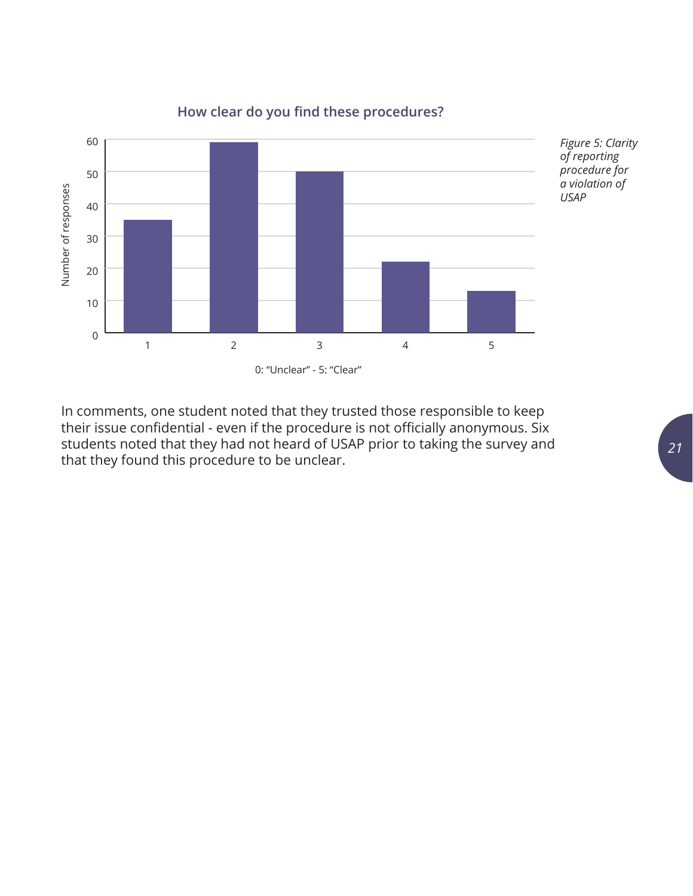**How clear do you find these procedures?**

| 0: "Unclear" - 5: "Clear" | Number of responses |
|---|---|
| 1 | 35 |
| 2 | 59 |
| 3 | 50 |
| 4 | 22 |
| 5 | 13 |

*Figure 5: Clarity of reporting procedure for a violation of USAP*

In comments, one student noted that they trusted those responsible to keep their issue confidential - even if the procedure is not officially anonymous. Six students noted that they had not heard of USAP prior to taking the survey and that they found this procedure to be unclear.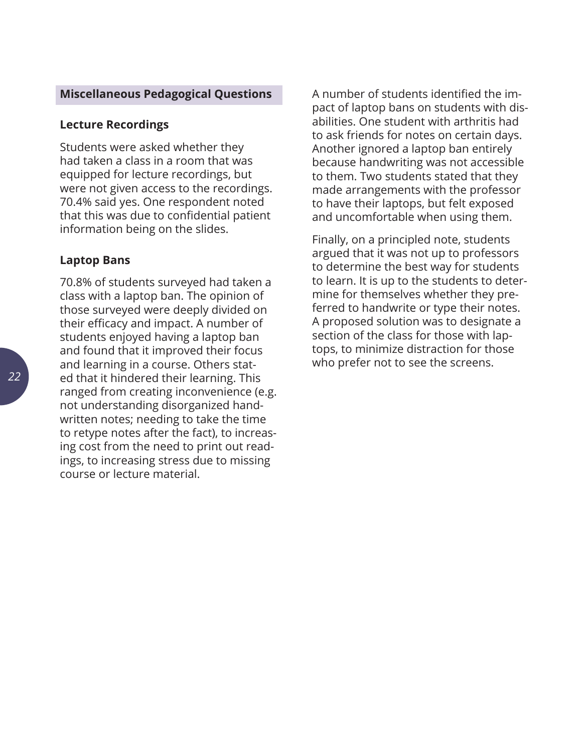## Miscellaneous Pedagogical Questions

### Lecture Recordings

Students were asked whether they had taken a class in a room that was equipped for lecture recordings, but were not given access to the recordings. 70.4% said yes. One respondent noted that this was due to confidential patient information being on the slides.

### Laptop Bans

70.8% of students surveyed had taken a class with a laptop ban. The opinion of those surveyed were deeply divided on their efficacy and impact. A number of students enjoyed having a laptop ban and found that it improved their focus and learning in a course. Others stated that it hindered their learning. This ranged from creating inconvenience (e.g. not understanding disorganized handwritten notes; needing to take the time to retype notes after the fact), to increasing cost from the need to print out readings, to increasing stress due to missing course or lecture material.

A number of students identified the impact of laptop bans on students with disabilities. One student with arthritis had to ask friends for notes on certain days. Another ignored a laptop ban entirely because handwriting was not accessible to them. Two students stated that they made arrangements with the professor to have their laptops, but felt exposed and uncomfortable when using them.

Finally, on a principled note, students argued that it was not up to professors to determine the best way for students to learn. It is up to the students to determine for themselves whether they preferred to handwrite or type their notes. A proposed solution was to designate a section of the class for those with laptops, to minimize distraction for those who prefer not to see the screens.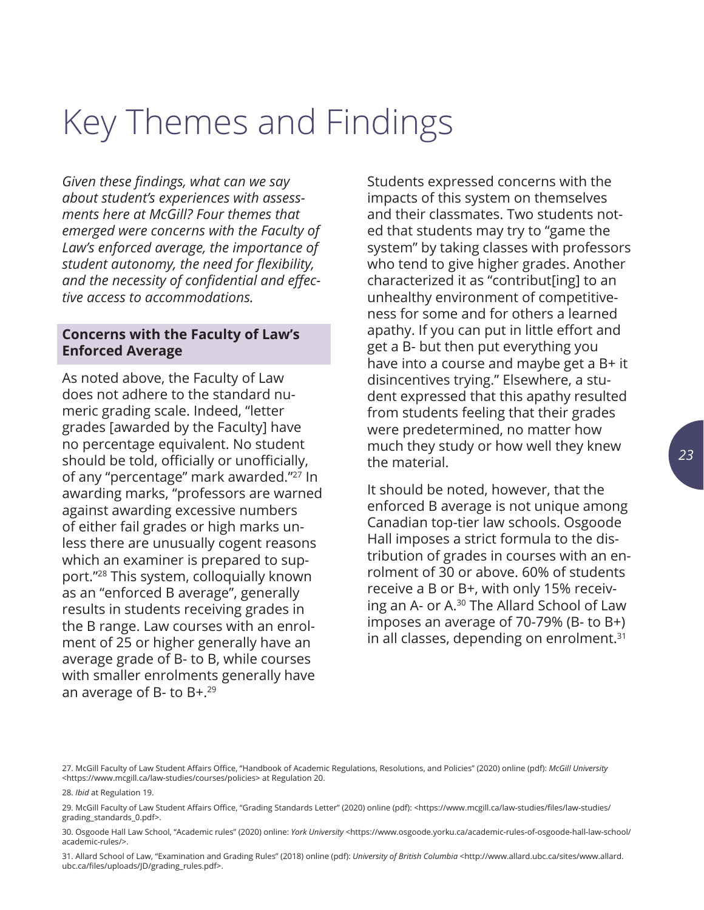# Key Themes and Findings

*Given these findings, what can we say about student's experiences with assessments here at McGill? Four themes that emerged were concerns with the Faculty of Law's enforced average, the importance of student autonomy, the need for flexibility, and the necessity of confidential and effective access to accommodations.*

## Concerns with the Faculty of Law's Enforced Average

As noted above, the Faculty of Law does not adhere to the standard numeric grading scale. Indeed, "letter grades [awarded by the Faculty] have no percentage equivalent. No student should be told, officially or unofficially, of any "percentage" mark awarded."[27] In awarding marks, "professors are warned against awarding excessive numbers of either fail grades or high marks unless there are unusually cogent reasons which an examiner is prepared to support."[28] This system, colloquially known as an "enforced B average", generally results in students receiving grades in the B range. Law courses with an enrolment of 25 or higher generally have an average grade of B- to B, while courses with smaller enrolments generally have an average of B- to B+.[29]

Students expressed concerns with the impacts of this system on themselves and their classmates. Two students noted that students may try to "game the system" by taking classes with professors who tend to give higher grades. Another characterized it as "contribut[ing] to an unhealthy environment of competitiveness for some and for others a learned apathy. If you can put in little effort and get a B- but then put everything you have into a course and maybe get a B+ it disincentives trying." Elsewhere, a student expressed that this apathy resulted from students feeling that their grades were predetermined, no matter how much they study or how well they knew the material.

It should be noted, however, that the enforced B average is not unique among Canadian top-tier law schools. Osgoode Hall imposes a strict formula to the distribution of grades in courses with an enrolment of 30 or above. 60% of students receive a B or B+, with only 15% receiving an A- or A.[30] The Allard School of Law imposes an average of 70-79% (B- to B+) in all classes, depending on enrolment.[31]

27. McGill Faculty of Law Student Affairs Office, "Handbook of Academic Regulations, Resolutions, and Policies" (2020) online (pdf): *McGill University* <https://www.mcgill.ca/law-studies/courses/policies> at Regulation 20.

28. *Ibid* at Regulation 19.

29. McGill Faculty of Law Student Affairs Office, "Grading Standards Letter" (2020) online (pdf): <https://www.mcgill.ca/law-studies/files/law-studies/grading_standards_0.pdf>.

30. Osgoode Hall Law School, "Academic rules" (2020) online: *York University* <https://www.osgoode.yorku.ca/academic-rules-of-osgoode-hall-law-school/academic-rules/>.

31. Allard School of Law, "Examination and Grading Rules" (2018) online (pdf): *University of British Columbia* <http://www.allard.ubc.ca/sites/www.allard.ubc.ca/files/uploads/JD/grading_rules.pdf>.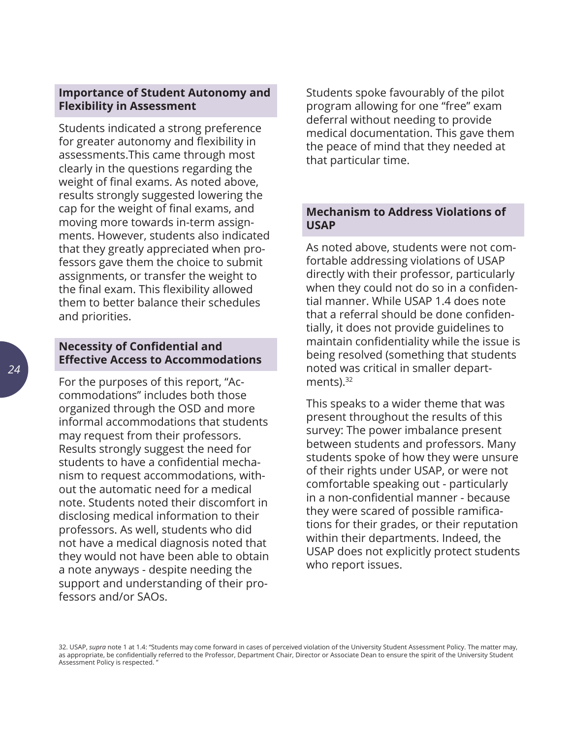### Importance of Student Autonomy and Flexibility in Assessment

Students indicated a strong preference for greater autonomy and flexibility in assessments.This came through most clearly in the questions regarding the weight of final exams. As noted above, results strongly suggested lowering the cap for the weight of final exams, and moving more towards in-term assignments. However, students also indicated that they greatly appreciated when professors gave them the choice to submit assignments, or transfer the weight to the final exam. This flexibility allowed them to better balance their schedules and priorities.

### Necessity of Confidential and Effective Access to Accommodations

For the purposes of this report, "Accommodations" includes both those organized through the OSD and more informal accommodations that students may request from their professors. Results strongly suggest the need for students to have a confidential mechanism to request accommodations, without the automatic need for a medical note. Students noted their discomfort in disclosing medical information to their professors. As well, students who did not have a medical diagnosis noted that they would not have been able to obtain a note anyways - despite needing the support and understanding of their professors and/or SAOs.

Students spoke favourably of the pilot program allowing for one "free" exam deferral without needing to provide medical documentation. This gave them the peace of mind that they needed at that particular time.

### Mechanism to Address Violations of USAP

As noted above, students were not comfortable addressing violations of USAP directly with their professor, particularly when they could not do so in a confidential manner. While USAP 1.4 does note that a referral should be done confidentially, it does not provide guidelines to maintain confidentiality while the issue is being resolved (something that students noted was critical in smaller departments).[32]

This speaks to a wider theme that was present throughout the results of this survey: The power imbalance present between students and professors. Many students spoke of how they were unsure of their rights under USAP, or were not comfortable speaking out - particularly in a non-confidential manner - because they were scared of possible ramifications for their grades, or their reputation within their departments. Indeed, the USAP does not explicitly protect students who report issues.

32. USAP, *supra* note 1 at 1.4: "Students may come forward in cases of perceived violation of the University Student Assessment Policy. The matter may, as appropriate, be confidentially referred to the Professor, Department Chair, Director or Associate Dean to ensure the spirit of the University Student Assessment Policy is respected. "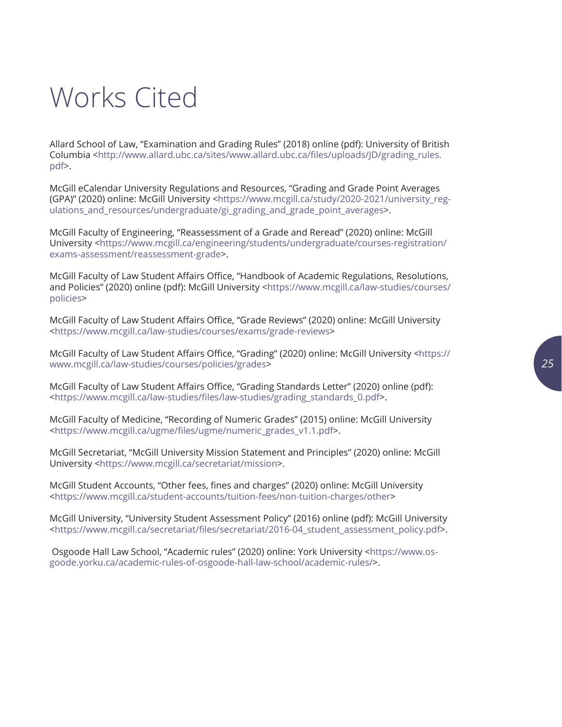# Works Cited

Allard School of Law, "Examination and Grading Rules" (2018) online (pdf): University of British Columbia <http://www.allard.ubc.ca/sites/www.allard.ubc.ca/files/uploads/JD/grading_rules.pdf>.

McGill eCalendar University Regulations and Resources, "Grading and Grade Point Averages (GPA)" (2020) online: McGill University <https://www.mcgill.ca/study/2020-2021/university_regulations_and_resources/undergraduate/gi_grading_and_grade_point_averages>.

McGill Faculty of Engineering, "Reassessment of a Grade and Reread" (2020) online: McGill University <https://www.mcgill.ca/engineering/students/undergraduate/courses-registration/exams-assessment/reassessment-grade>.

McGill Faculty of Law Student Affairs Office, "Handbook of Academic Regulations, Resolutions, and Policies" (2020) online (pdf): McGill University <https://www.mcgill.ca/law-studies/courses/policies>

McGill Faculty of Law Student Affairs Office, "Grade Reviews" (2020) online: McGill University <https://www.mcgill.ca/law-studies/courses/exams/grade-reviews>

McGill Faculty of Law Student Affairs Office, "Grading" (2020) online: McGill University <https://www.mcgill.ca/law-studies/courses/policies/grades>

McGill Faculty of Law Student Affairs Office, "Grading Standards Letter" (2020) online (pdf): <https://www.mcgill.ca/law-studies/files/law-studies/grading_standards_0.pdf>.

McGill Faculty of Medicine, "Recording of Numeric Grades" (2015) online: McGill University <https://www.mcgill.ca/ugme/files/ugme/numeric_grades_v1.1.pdf>.

McGill Secretariat, "McGill University Mission Statement and Principles" (2020) online: McGill University <https://www.mcgill.ca/secretariat/mission>.

McGill Student Accounts, "Other fees, fines and charges" (2020) online: McGill University <https://www.mcgill.ca/student-accounts/tuition-fees/non-tuition-charges/other>

McGill University, "University Student Assessment Policy" (2016) online (pdf): McGill University <https://www.mcgill.ca/secretariat/files/secretariat/2016-04_student_assessment_policy.pdf>.

Osgoode Hall Law School, "Academic rules" (2020) online: York University <https://www.osgoode.yorku.ca/academic-rules-of-osgoode-hall-law-school/academic-rules/>.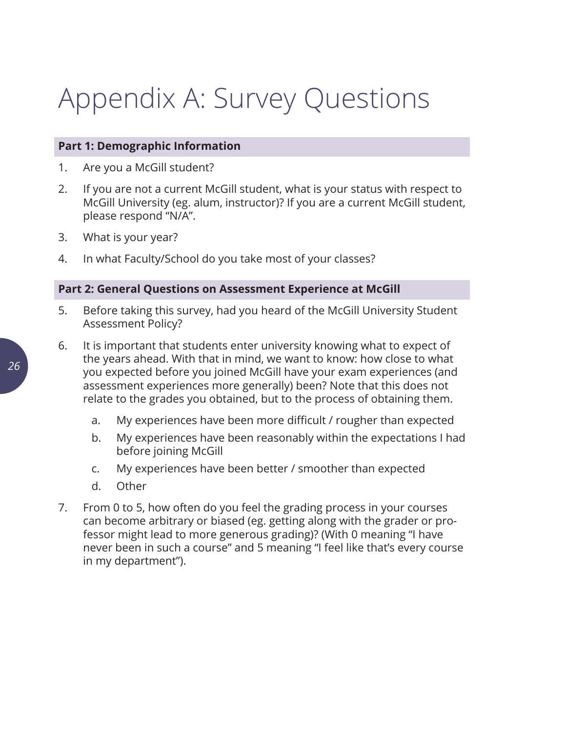# Appendix A: Survey Questions

**Part 1: Demographic Information**

1. Are you a McGill student?
2. If you are not a current McGill student, what is your status with respect to McGill University (eg. alum, instructor)? If you are a current McGill student, please respond "N/A".
3. What is your year?
4. In what Faculty/School do you take most of your classes?

**Part 2: General Questions on Assessment Experience at McGill**

5. Before taking this survey, had you heard of the McGill University Student Assessment Policy?
6. It is important that students enter university knowing what to expect of the years ahead. With that in mind, we want to know: how close to what you expected before you joined McGill have your exam experiences (and assessment experiences more generally) been? Note that this does not relate to the grades you obtained, but to the process of obtaining them.
   a. My experiences have been more difficult / rougher than expected
   b. My experiences have been reasonably within the expectations I had before joining McGill
   c. My experiences have been better / smoother than expected
   d. Other
7. From 0 to 5, how often do you feel the grading process in your courses can become arbitrary or biased (eg. getting along with the grader or professor might lead to more generous grading)? (With 0 meaning "I have never been in such a course" and 5 meaning "I feel like that's every course in my department").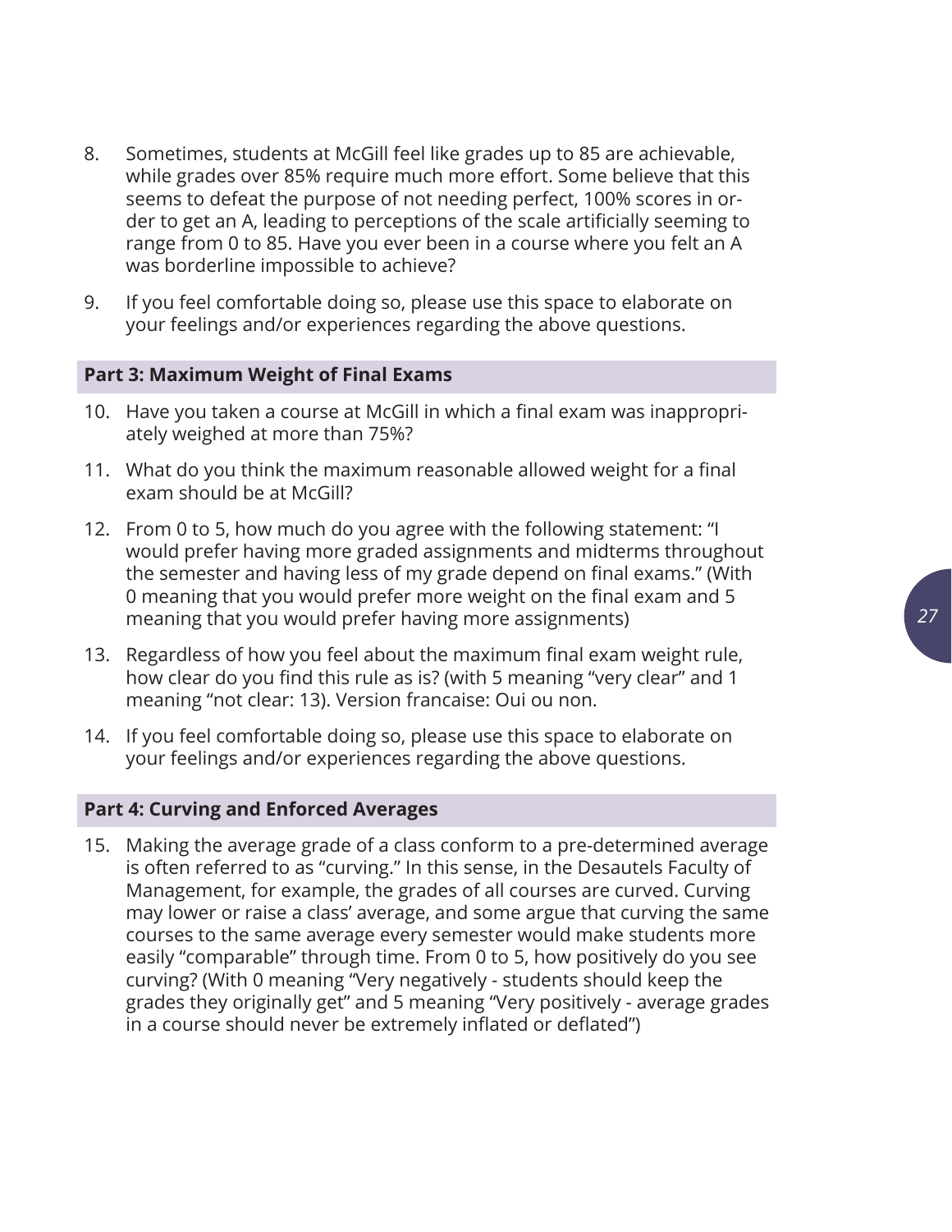8. Sometimes, students at McGill feel like grades up to 85 are achievable, while grades over 85% require much more effort. Some believe that this seems to defeat the purpose of not needing perfect, 100% scores in order to get an A, leading to perceptions of the scale artificially seeming to range from 0 to 85. Have you ever been in a course where you felt an A was borderline impossible to achieve?

9. If you feel comfortable doing so, please use this space to elaborate on your feelings and/or experiences regarding the above questions.

## Part 3: Maximum Weight of Final Exams

10. Have you taken a course at McGill in which a final exam was inappropriately weighed at more than 75%?

11. What do you think the maximum reasonable allowed weight for a final exam should be at McGill?

12. From 0 to 5, how much do you agree with the following statement: "I would prefer having more graded assignments and midterms throughout the semester and having less of my grade depend on final exams." (With 0 meaning that you would prefer more weight on the final exam and 5 meaning that you would prefer having more assignments)

13. Regardless of how you feel about the maximum final exam weight rule, how clear do you find this rule as is? (with 5 meaning "very clear" and 1 meaning "not clear: 13). Version francaise: Oui ou non.

14. If you feel comfortable doing so, please use this space to elaborate on your feelings and/or experiences regarding the above questions.

## Part 4: Curving and Enforced Averages

15. Making the average grade of a class conform to a pre-determined average is often referred to as "curving." In this sense, in the Desautels Faculty of Management, for example, the grades of all courses are curved. Curving may lower or raise a class' average, and some argue that curving the same courses to the same average every semester would make students more easily "comparable" through time. From 0 to 5, how positively do you see curving? (With 0 meaning "Very negatively - students should keep the grades they originally get" and 5 meaning "Very positively - average grades in a course should never be extremely inflated or deflated")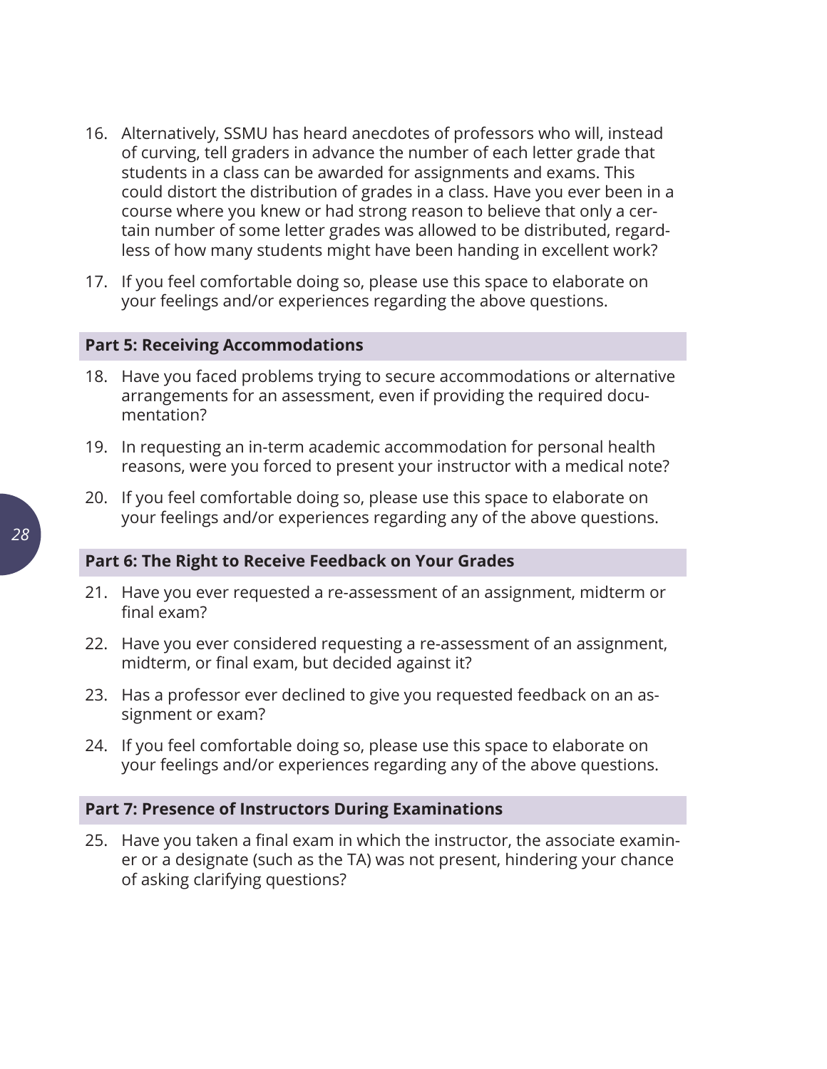16. Alternatively, SSMU has heard anecdotes of professors who will, instead of curving, tell graders in advance the number of each letter grade that students in a class can be awarded for assignments and exams. This could distort the distribution of grades in a class. Have you ever been in a course where you knew or had strong reason to believe that only a certain number of some letter grades was allowed to be distributed, regardless of how many students might have been handing in excellent work?

17. If you feel comfortable doing so, please use this space to elaborate on your feelings and/or experiences regarding the above questions.

### Part 5: Receiving Accommodations

18. Have you faced problems trying to secure accommodations or alternative arrangements for an assessment, even if providing the required documentation?

19. In requesting an in-term academic accommodation for personal health reasons, were you forced to present your instructor with a medical note?

20. If you feel comfortable doing so, please use this space to elaborate on your feelings and/or experiences regarding any of the above questions.

### Part 6: The Right to Receive Feedback on Your Grades

21. Have you ever requested a re-assessment of an assignment, midterm or final exam?

22. Have you ever considered requesting a re-assessment of an assignment, midterm, or final exam, but decided against it?

23. Has a professor ever declined to give you requested feedback on an assignment or exam?

24. If you feel comfortable doing so, please use this space to elaborate on your feelings and/or experiences regarding any of the above questions.

### Part 7: Presence of Instructors During Examinations

25. Have you taken a final exam in which the instructor, the associate examiner or a designate (such as the TA) was not present, hindering your chance of asking clarifying questions?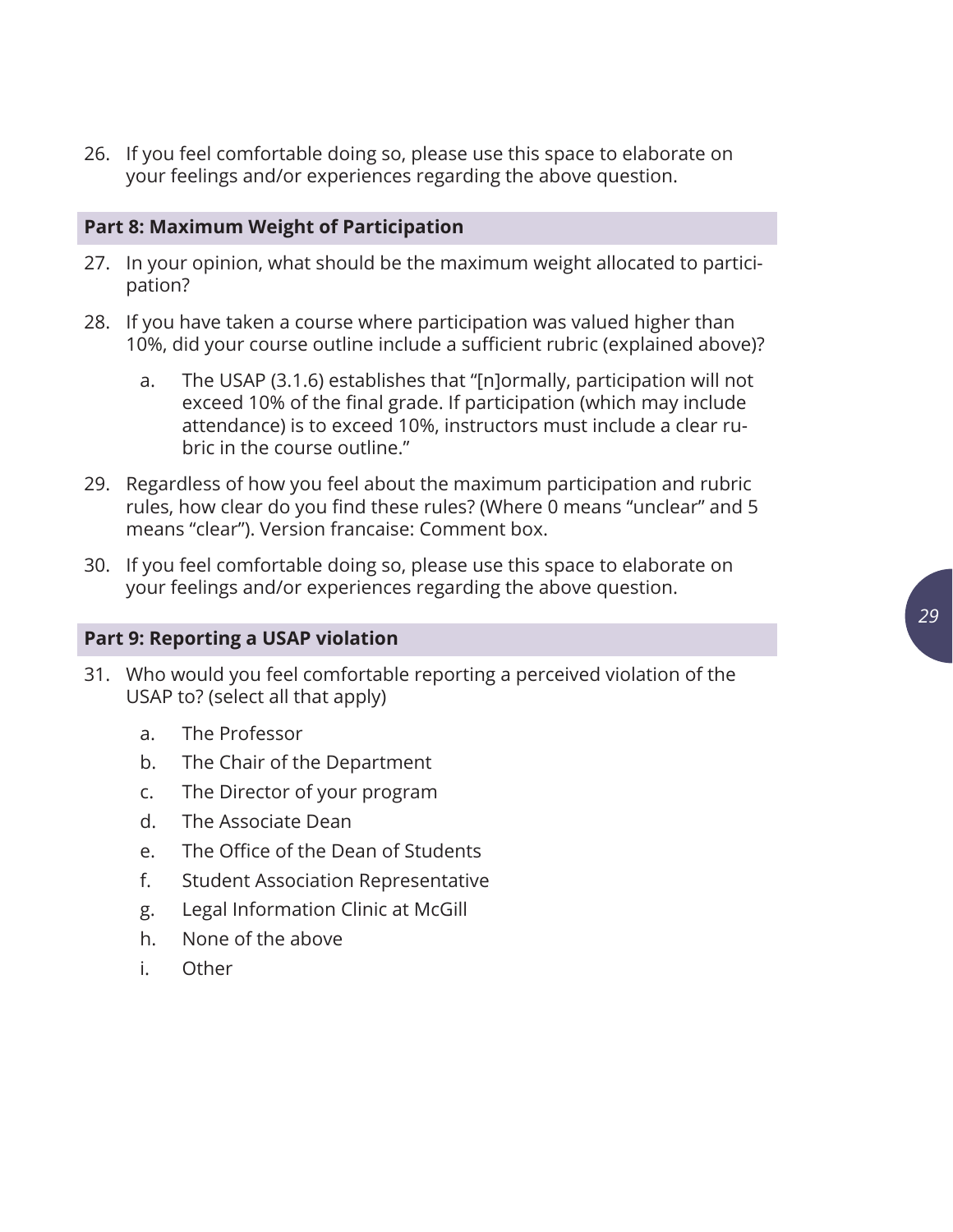26. If you feel comfortable doing so, please use this space to elaborate on your feelings and/or experiences regarding the above question.

### Part 8: Maximum Weight of Participation

27. In your opinion, what should be the maximum weight allocated to participation?
28. If you have taken a course where participation was valued higher than 10%, did your course outline include a sufficient rubric (explained above)?
    a. The USAP (3.1.6) establishes that "[n]ormally, participation will not exceed 10% of the final grade. If participation (which may include attendance) is to exceed 10%, instructors must include a clear rubric in the course outline."
29. Regardless of how you feel about the maximum participation and rubric rules, how clear do you find these rules? (Where 0 means "unclear" and 5 means "clear"). Version francaise: Comment box.
30. If you feel comfortable doing so, please use this space to elaborate on your feelings and/or experiences regarding the above question.

### Part 9: Reporting a USAP violation

31. Who would you feel comfortable reporting a perceived violation of the USAP to? (select all that apply)
    a. The Professor
    b. The Chair of the Department
    c. The Director of your program
    d. The Associate Dean
    e. The Office of the Dean of Students
    f. Student Association Representative
    g. Legal Information Clinic at McGill
    h. None of the above
    i. Other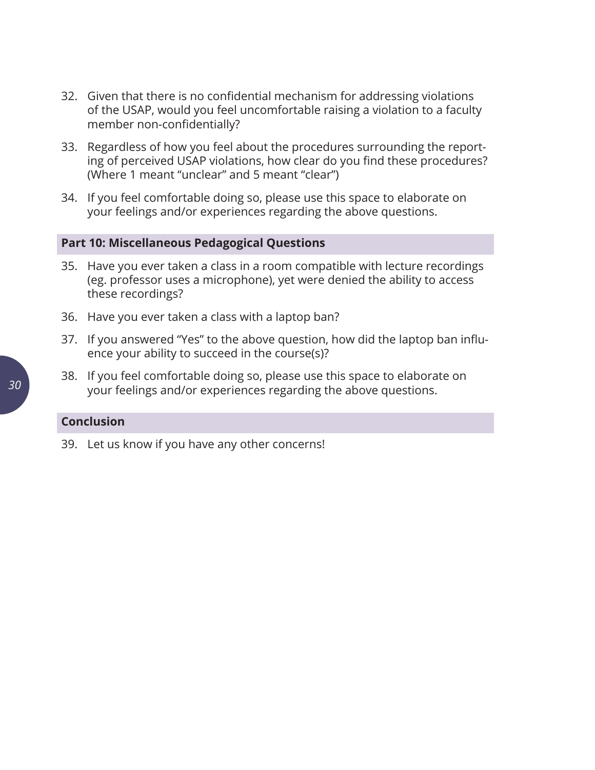32. Given that there is no confidential mechanism for addressing violations of the USAP, would you feel uncomfortable raising a violation to a faculty member non-confidentially?
33. Regardless of how you feel about the procedures surrounding the reporting of perceived USAP violations, how clear do you find these procedures? (Where 1 meant "unclear" and 5 meant "clear")
34. If you feel comfortable doing so, please use this space to elaborate on your feelings and/or experiences regarding the above questions.

## Part 10: Miscellaneous Pedagogical Questions

35. Have you ever taken a class in a room compatible with lecture recordings (eg. professor uses a microphone), yet were denied the ability to access these recordings?
36. Have you ever taken a class with a laptop ban?
37. If you answered "Yes" to the above question, how did the laptop ban influence your ability to succeed in the course(s)?
38. If you feel comfortable doing so, please use this space to elaborate on your feelings and/or experiences regarding the above questions.

## Conclusion

39. Let us know if you have any other concerns!